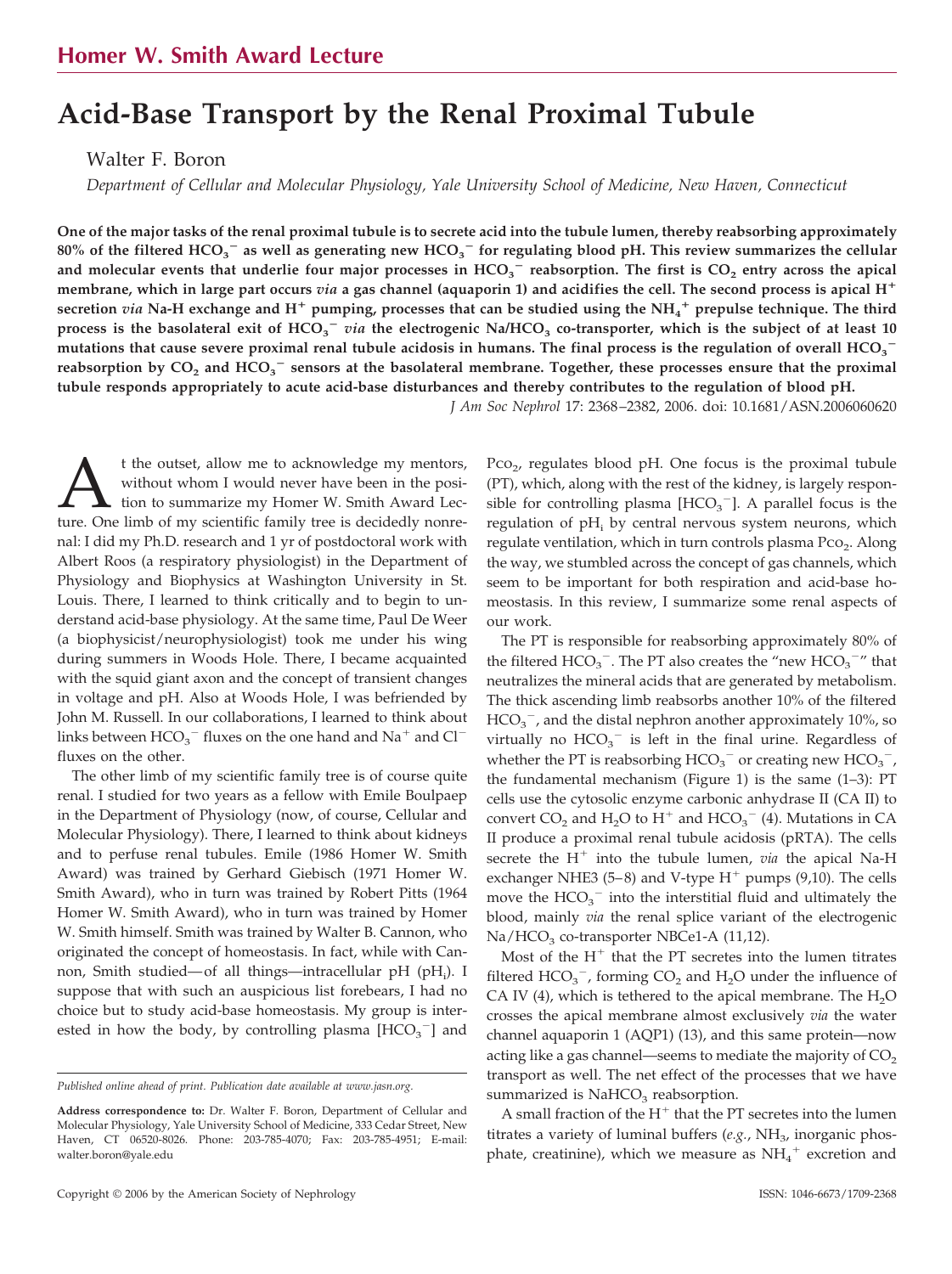Homer W. Smith Award Lecture

# Acid-Base Transport by the Renal Proximal Tubule

Walter F. Boron

*Department of Cellular and Molecular Physiology, Yale University School of Medicine, New Haven, Connecticut*

**One of the major tasks of the renal proximal tubule is to secrete acid into the tubule lumen, thereby reabsorbing approximately 80% of the filtered $HCO_3^-$ as well as generating new $HCO_3^-$ for regulating blood pH. This review summarizes the cellular and molecular events that underlie four major processes in $HCO_3^-$ reabsorption. The first is $CO_2$ entry across the apical membrane, which in large part occurs *via* a gas channel (aquaporin 1) and acidifies the cell. The second process is apical $H^+$ secretion *via* Na-H exchange and $H^+$ pumping, processes that can be studied using the $NH_4^+$ prepulse technique. The third process is the basolateral exit of $HCO_3^-$ *via* the electrogenic Na/$HCO_3$ co-transporter, which is the subject of at least 10 mutations that cause severe proximal renal tubule acidosis in humans. The final process is the regulation of overall $HCO_3^-$ reabsorption by $CO_2$ and $HCO_3^-$ sensors at the basolateral membrane. Together, these processes ensure that the proximal tubule responds appropriately to acute acid-base disturbances and thereby contributes to the regulation of blood pH.**

*J Am Soc Nephrol* 17: 2368–2382, 2006. doi: 10.1681/ASN.2006060620

At the outset, allow me to acknowledge my mentors, without whom I would never have been in the position to summarize my Homer W. Smith Award Lecture. One limb of my scientific family tree is decidedly nonrenal: I did my Ph.D. research and 1 yr of postdoctoral work with Albert Roos (a respiratory physiologist) in the Department of Physiology and Biophysics at Washington University in St. Louis. There, I learned to think critically and to begin to understand acid-base physiology. At the same time, Paul De Weer (a biophysicist/neurophysiologist) took me under his wing during summers in Woods Hole. There, I became acquainted with the squid giant axon and the concept of transient changes in voltage and pH. Also at Woods Hole, I was befriended by John M. Russell. In our collaborations, I learned to think about links between $HCO_3^-$ fluxes on the one hand and $Na^+$ and $Cl^-$ fluxes on the other.

The other limb of my scientific family tree is of course quite renal. I studied for two years as a fellow with Emile Boulpaep in the Department of Physiology (now, of course, Cellular and Molecular Physiology). There, I learned to think about kidneys and to perfuse renal tubules. Emile (1986 Homer W. Smith Award) was trained by Gerhard Giebisch (1971 Homer W. Smith Award), who in turn was trained by Robert Pitts (1964 Homer W. Smith Award), who in turn was trained by Homer W. Smith himself. Smith was trained by Walter B. Cannon, who originated the concept of homeostasis. In fact, while with Cannon, Smith studied—of all things—intracellular pH ($pH_i$). I suppose that with such an auspicious list forebears, I had no choice but to study acid-base homeostasis. My group is interested in how the body, by controlling plasma [$HCO_3^-$] and $Pco_2$, regulates blood pH. One focus is the proximal tubule (PT), which, along with the rest of the kidney, is largely responsible for controlling plasma [$HCO_3^-$]. A parallel focus is the regulation of $pH_i$ by central nervous system neurons, which regulate ventilation, which in turn controls plasma $Pco_2$. Along the way, we stumbled across the concept of gas channels, which seem to be important for both respiration and acid-base homeostasis. In this review, I summarize some renal aspects of our work.

The PT is responsible for reabsorbing approximately 80% of the filtered $HCO_3^-$. The PT also creates the "new $HCO_3^-$" that neutralizes the mineral acids that are generated by metabolism. The thick ascending limb reabsorbs another 10% of the filtered $HCO_3^-$, and the distal nephron another approximately 10%, so virtually no $HCO_3^-$ is left in the final urine. Regardless of whether the PT is reabsorbing $HCO_3^-$ or creating new $HCO_3^-$, the fundamental mechanism (Figure 1) is the same (1–3): PT cells use the cytosolic enzyme carbonic anhydrase II (CA II) to convert $CO_2$ and $H_2O$ to $H^+$ and $HCO_3^-$ (4). Mutations in CA II produce a proximal renal tubule acidosis (pRTA). The cells secrete the $H^+$ into the tubule lumen, *via* the apical Na-H exchanger NHE3 (5–8) and V-type $H^+$ pumps (9,10). The cells move the $HCO_3^-$ into the interstitial fluid and ultimately the blood, mainly *via* the renal splice variant of the electrogenic Na/$HCO_3$ co-transporter NBCe1-A (11,12).

Most of the $H^+$ that the PT secretes into the lumen titrates filtered $HCO_3^-$, forming $CO_2$ and $H_2O$ under the influence of CA IV (4), which is tethered to the apical membrane. The $H_2O$ crosses the apical membrane almost exclusively *via* the water channel aquaporin 1 (AQP1) (13), and this same protein—now acting like a gas channel—seems to mediate the majority of $CO_2$ transport as well. The net effect of the processes that we have summarized is $NaHCO_3$ reabsorption.

A small fraction of the $H^+$ that the PT secretes into the lumen titrates a variety of luminal buffers (*e.g.*, $NH_3$, inorganic phosphate, creatinine), which we measure as $NH_4^+$ excretion and

---

*Published online ahead of print. Publication date available at www.jasn.org.*

**Address correspondence to:** Dr. Walter F. Boron, Department of Cellular and Molecular Physiology, Yale University School of Medicine, 333 Cedar Street, New Haven, CT 06520-8026. Phone: 203-785-4070; Fax: 203-785-4951; E-mail: walter.boron@yale.edu

Copyright © 2006 by the American Society of Nephrology ISSN: 1046-6673/1709-2368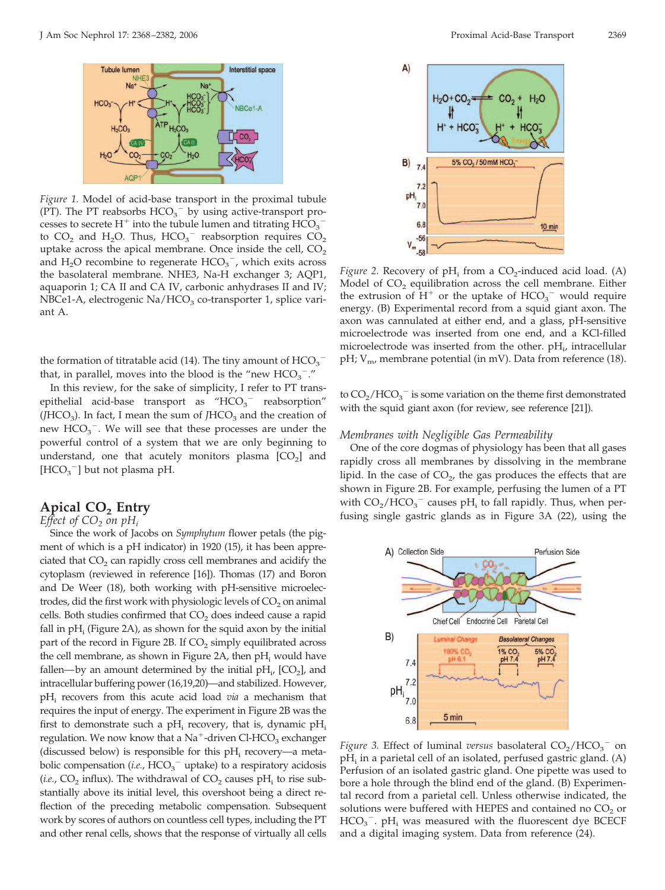Figure 1. Model of acid-base transport in the proximal tubule (PT). The PT reabsorbs $HCO_3^-$ by using active-transport processes to secrete $H^+$ into the tubule lumen and titrating $HCO_3^-$ to $CO_2$ and $H_2O$. Thus, $HCO_3^-$ reabsorption requires $CO_2$ uptake across the apical membrane. Once inside the cell, $CO_2$ and $H_2O$ recombine to regenerate $HCO_3^-$, which exits across the basolateral membrane. NHE3, Na-H exchanger 3; AQP1, aquaporin 1; CA II and CA IV, carbonic anhydrases II and IV; NBCe1-A, electrogenic Na/$HCO_3$ co-transporter 1, splice variant A.

the formation of titratable acid (14). The tiny amount of $HCO_3^-$ that, in parallel, moves into the blood is the "new $HCO_3^-$."

In this review, for the sake of simplicity, I refer to PT transepithelial acid-base transport as "$HCO_3^-$ reabsorption" ($JHCO_3$). In fact, I mean the sum of $JHCO_3$ and the creation of new $HCO_3^-$. We will see that these processes are under the powerful control of a system that we are only beginning to understand, one that acutely monitors plasma [$CO_2$] and [$HCO_3^-$] but not plasma pH.

## Apical $CO_2$ Entry

### *Effect of $CO_2$ on $pH_i$*

Since the work of Jacobs on *Symphytum* flower petals (the pigment of which is a pH indicator) in 1920 (15), it has been appreciated that $CO_2$ can rapidly cross cell membranes and acidify the cytoplasm (reviewed in reference [16]). Thomas (17) and Boron and De Weer (18), both working with pH-sensitive microelectrodes, did the first work with physiologic levels of $CO_2$ on animal cells. Both studies confirmed that $CO_2$ does indeed cause a rapid fall in $pH_i$ (Figure 2A), as shown for the squid axon by the initial part of the record in Figure 2B. If $CO_2$ simply equilibrated across the cell membrane, as shown in Figure 2A, then $pH_i$ would have fallen—by an amount determined by the initial $pH_i$, [$CO_2$], and intracellular buffering power (16,19,20)—and stabilized. However, $pH_i$ recovers from this acute acid load *via* a mechanism that requires the input of energy. The experiment in Figure 2B was the first to demonstrate such a $pH_i$ recovery, that is, dynamic $pH_i$ regulation. We now know that a $Na^+$-driven Cl-$HCO_3$ exchanger (discussed below) is responsible for this $pH_i$ recovery—a metabolic compensation (*i.e.*, $HCO_3^-$ uptake) to a respiratory acidosis (*i.e.*, $CO_2$ influx). The withdrawal of $CO_2$ causes $pH_i$ to rise substantially above its initial level, this overshoot being a direct reflection of the preceding metabolic compensation. Subsequent work by scores of authors on countless cell types, including the PT and other renal cells, shows that the response of virtually all cells to $CO_2/HCO_3^-$ is some variation on the theme first demonstrated with the squid giant axon (for review, see reference [21]).

Figure 2. Recovery of $pH_i$ from a $CO_2$-induced acid load. (A) Model of $CO_2$ equilibration across the cell membrane. Either the extrusion of $H^+$ or the uptake of $HCO_3^-$ would require energy. (B) Experimental record from a squid giant axon. The axon was cannulated at either end, and a glass, pH-sensitive microelectrode was inserted from one end, and a KCl-filled microelectrode was inserted from the other. $pH_i$, intracellular pH; $V_m$, membrane potential (in mV). Data from reference (18).

### *Membranes with Negligible Gas Permeability*

One of the core dogmas of physiology has been that all gases rapidly cross all membranes by dissolving in the membrane lipid. In the case of $CO_2$, the gas produces the effects that are shown in Figure 2B. For example, perfusing the lumen of a PT with $CO_2/HCO_3^-$ causes $pH_i$ to fall rapidly. Thus, when perfusing single gastric glands as in Figure 3A (22), using the

Figure 3. Effect of luminal *versus* basolateral $CO_2/HCO_3^-$ on $pH_i$ in a parietal cell of an isolated, perfused gastric gland. (A) Perfusion of an isolated gastric gland. One pipette was used to bore a hole through the blind end of the gland. (B) Experimental record from a parietal cell. Unless otherwise indicated, the solutions were buffered with HEPES and contained no $CO_2$ or $HCO_3^-$. $pH_i$ was measured with the fluorescent dye BCECF and a digital imaging system. Data from reference (24).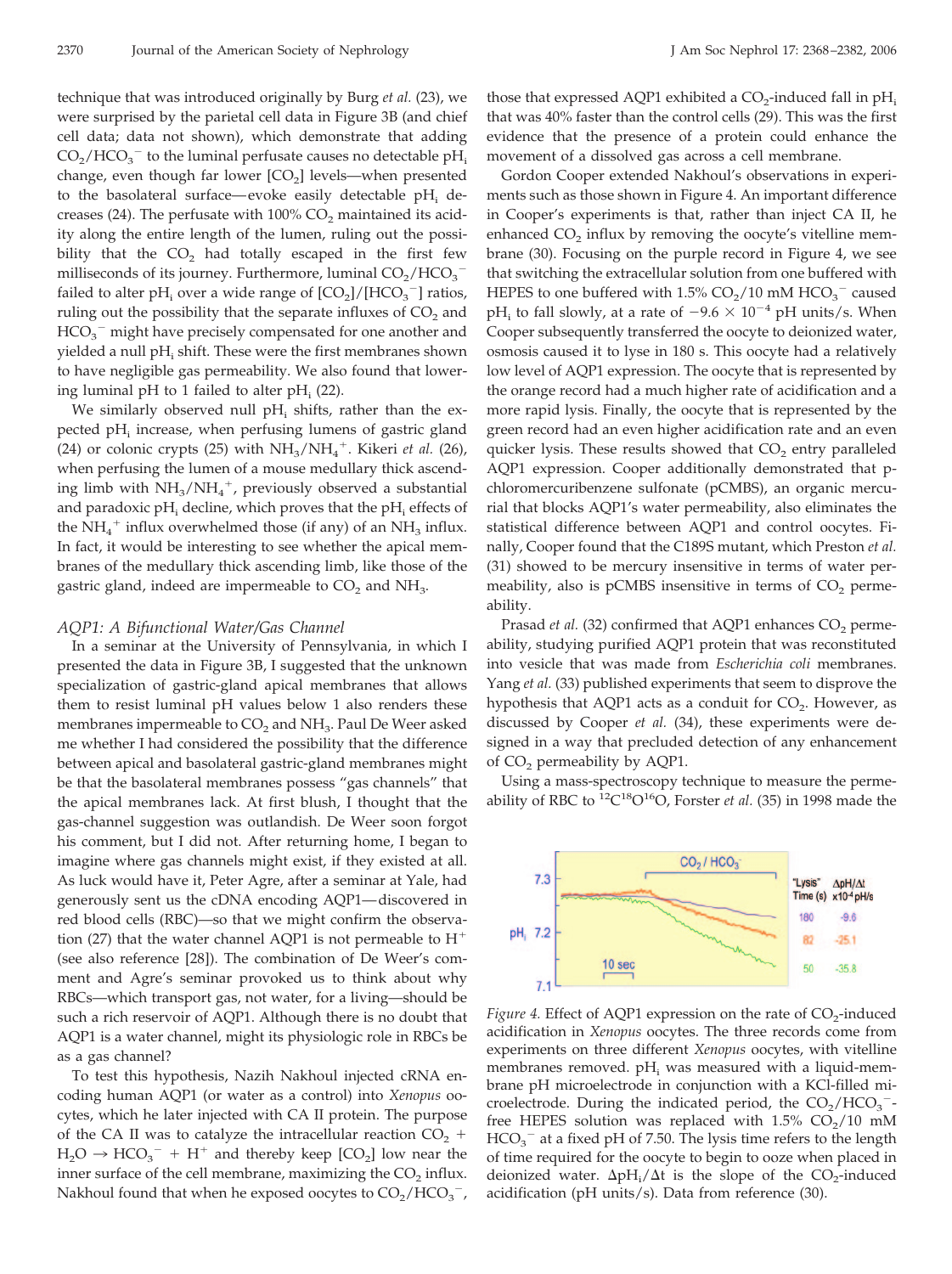technique that was introduced originally by Burg *et al.* (23), we were surprised by the parietal cell data in Figure 3B (and chief cell data; data not shown), which demonstrate that adding $CO_2/HCO_3^-$ to the luminal perfusate causes no detectable $pH_i$ change, even though far lower [$CO_2$] levels—when presented to the basolateral surface—evoke easily detectable $pH_i$ decreases (24). The perfusate with 100% $CO_2$ maintained its acidity along the entire length of the lumen, ruling out the possibility that the $CO_2$ had totally escaped in the first few milliseconds of its journey. Furthermore, luminal $CO_2/HCO_3^-$ failed to alter $pH_i$ over a wide range of $[CO_2]/[HCO_3^-]$ ratios, ruling out the possibility that the separate influxes of $CO_2$ and $HCO_3^-$ might have precisely compensated for one another and yielded a null $pH_i$ shift. These were the first membranes shown to have negligible gas permeability. We also found that lowering luminal pH to 1 failed to alter $pH_i$ (22).

We similarly observed null $pH_i$ shifts, rather than the expected $pH_i$ increase, when perfusing lumens of gastric gland (24) or colonic crypts (25) with $NH_3/NH_4^+$. Kikeri *et al.* (26), when perfusing the lumen of a mouse medullary thick ascending limb with $NH_3/NH_4^+$, previously observed a substantial and paradoxic $pH_i$ decline, which proves that the $pH_i$ effects of the $NH_4^+$ influx overwhelmed those (if any) of an $NH_3$ influx. In fact, it would be interesting to see whether the apical membranes of the medullary thick ascending limb, like those of the gastric gland, indeed are impermeable to $CO_2$ and $NH_3$.

### *AQP1: A Bifunctional Water/Gas Channel*

In a seminar at the University of Pennsylvania, in which I presented the data in Figure 3B, I suggested that the unknown specialization of gastric-gland apical membranes that allows them to resist luminal pH values below 1 also renders these membranes impermeable to $CO_2$ and $NH_3$. Paul De Weer asked me whether I had considered the possibility that the difference between apical and basolateral gastric-gland membranes might be that the basolateral membranes possess "gas channels" that the apical membranes lack. At first blush, I thought that the gas-channel suggestion was outlandish. De Weer soon forgot his comment, but I did not. After returning home, I began to imagine where gas channels might exist, if they existed at all. As luck would have it, Peter Agre, after a seminar at Yale, had generously sent us the cDNA encoding AQP1—discovered in red blood cells (RBC)—so that we might confirm the observation (27) that the water channel AQP1 is not permeable to $H^+$ (see also reference [28]). The combination of De Weer's comment and Agre's seminar provoked us to think about why RBCs—which transport gas, not water, for a living—should be such a rich reservoir of AQP1. Although there is no doubt that AQP1 is a water channel, might its physiologic role in RBCs be as a gas channel?

To test this hypothesis, Nazih Nakhoul injected cRNA encoding human AQP1 (or water as a control) into *Xenopus* oocytes, which he later injected with CA II protein. The purpose of the CA II was to catalyze the intracellular reaction $CO_2 + H_2O \rightarrow HCO_3^- + H^+$ and thereby keep [$CO_2$] low near the inner surface of the cell membrane, maximizing the $CO_2$ influx. Nakhoul found that when he exposed oocytes to $CO_2/HCO_3^-$, those that expressed AQP1 exhibited a $CO_2$-induced fall in $pH_i$ that was 40% faster than the control cells (29). This was the first evidence that the presence of a protein could enhance the movement of a dissolved gas across a cell membrane.

Gordon Cooper extended Nakhoul's observations in experiments such as those shown in Figure 4. An important difference in Cooper's experiments is that, rather than inject CA II, he enhanced $CO_2$ influx by removing the oocyte's vitelline membrane (30). Focusing on the purple record in Figure 4, we see that switching the extracellular solution from one buffered with HEPES to one buffered with 1.5% $CO_2$/10 mM $HCO_3^-$ caused $pH_i$ to fall slowly, at a rate of $-9.6 \times 10^{-4}$ pH units/s. When Cooper subsequently transferred the oocyte to deionized water, osmosis caused it to lyse in 180 s. This oocyte had a relatively low level of AQP1 expression. The oocyte that is represented by the orange record had a much higher rate of acidification and a more rapid lysis. Finally, the oocyte that is represented by the green record had an even higher acidification rate and an even quicker lysis. These results showed that $CO_2$ entry paralleled AQP1 expression. Cooper additionally demonstrated that p-chloromercuribenzene sulfonate (pCMBS), an organic mercurial that blocks AQP1's water permeability, also eliminates the statistical difference between AQP1 and control oocytes. Finally, Cooper found that the C189S mutant, which Preston *et al.* (31) showed to be mercury insensitive in terms of water permeability, also is pCMBS insensitive in terms of $CO_2$ permeability.

Prasad *et al.* (32) confirmed that AQP1 enhances $CO_2$ permeability, studying purified AQP1 protein that was reconstituted into vesicle that was made from *Escherichia coli* membranes. Yang *et al.* (33) published experiments that seem to disprove the hypothesis that AQP1 acts as a conduit for $CO_2$. However, as discussed by Cooper *et al.* (34), these experiments were designed in a way that precluded detection of any enhancement of $CO_2$ permeability by AQP1.

Using a mass-spectroscopy technique to measure the permeability of RBC to $^{12}C^{18}O^{16}O$, Forster *et al.* (35) in 1998 made the

*Figure 4.* Effect of AQP1 expression on the rate of $CO_2$-induced acidification in *Xenopus* oocytes. The three records come from experiments on three different *Xenopus* oocytes, with vitelline membranes removed. $pH_i$ was measured with a liquid-membrane pH microelectrode in conjunction with a KCl-filled microelectrode. During the indicated period, the $CO_2/HCO_3^-$-free HEPES solution was replaced with 1.5% $CO_2$/10 mM $HCO_3^-$ at a fixed pH of 7.50. The lysis time refers to the length of time required for the oocyte to begin to ooze when placed in deionized water. $\Delta pH_i/\Delta t$ is the slope of the $CO_2$-induced acidification (pH units/s). Data from reference (30).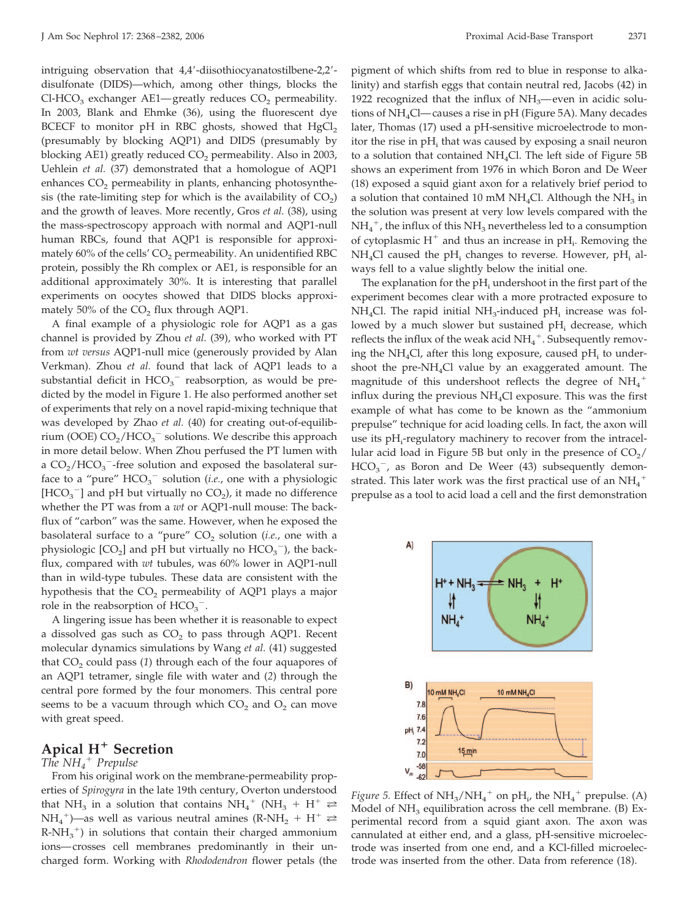intriguing observation that 4,4′-diisothiocyanatostilbene-2,2′-disulfonate (DIDS)—which, among other things, blocks the Cl-$HCO_3$ exchanger AE1—greatly reduces $CO_2$ permeability. In 2003, Blank and Ehmke (36), using the fluorescent dye BCECF to monitor pH in RBC ghosts, showed that $HgCl_2$ (presumably by blocking AQP1) and DIDS (presumably by blocking AE1) greatly reduced $CO_2$ permeability. Also in 2003, Uehlein *et al.* (37) demonstrated that a homologue of AQP1 enhances $CO_2$ permeability in plants, enhancing photosynthesis (the rate-limiting step for which is the availability of $CO_2$) and the growth of leaves. More recently, Gros *et al.* (38), using the mass-spectroscopy approach with normal and AQP1-null human RBCs, found that AQP1 is responsible for approximately 60% of the cells' $CO_2$ permeability. An unidentified RBC protein, possibly the Rh complex or AE1, is responsible for an additional approximately 30%. It is interesting that parallel experiments on oocytes showed that DIDS blocks approximately 50% of the $CO_2$ flux through AQP1.

A final example of a physiologic role for AQP1 as a gas channel is provided by Zhou *et al.* (39), who worked with PT from *wt versus* AQP1-null mice (generously provided by Alan Verkman). Zhou *et al.* found that lack of AQP1 leads to a substantial deficit in $HCO_3^-$ reabsorption, as would be predicted by the model in Figure 1. He also performed another set of experiments that rely on a novel rapid-mixing technique that was developed by Zhao *et al.* (40) for creating out-of-equilibrium (OOE) $CO_2/HCO_3^-$ solutions. We describe this approach in more detail below. When Zhou perfused the PT lumen with a $CO_2/HCO_3^-$-free solution and exposed the basolateral surface to a "pure" $HCO_3^-$ solution (*i.e.*, one with a physiologic $[HCO_3^-]$ and pH but virtually no $CO_2$), it made no difference whether the PT was from a *wt* or AQP1-null mouse: The back-flux of "carbon" was the same. However, when he exposed the basolateral surface to a "pure" $CO_2$ solution (*i.e.*, one with a physiologic $[CO_2]$ and pH but virtually no $HCO_3^-$), the back-flux, compared with *wt* tubules, was 60% lower in AQP1-null than in wild-type tubules. These data are consistent with the hypothesis that the $CO_2$ permeability of AQP1 plays a major role in the reabsorption of $HCO_3^-$.

A lingering issue has been whether it is reasonable to expect a dissolved gas such as $CO_2$ to pass through AQP1. Recent molecular dynamics simulations by Wang *et al.* (41) suggested that $CO_2$ could pass (*1*) through each of the four aquapores of an AQP1 tetramer, single file with water and (*2*) through the central pore formed by the four monomers. This central pore seems to be a vacuum through which $CO_2$ and $O_2$ can move with great speed.

## Apical $H^+$ Secretion

### *The $NH_4^+$ Prepulse*

From his original work on the membrane-permeability properties of *Spirogyra* in the late 19th century, Overton understood that $NH_3$ in a solution that contains $NH_4^+$ ($NH_3 + H^+ \rightleftarrows NH_4^+$)—as well as various neutral amines ($R\text{-}NH_2 + H^+ \rightleftarrows R\text{-}NH_3^+$) in solutions that contain their charged ammonium ions—crosses cell membranes predominantly in their uncharged form. Working with *Rhododendron* flower petals (the pigment of which shifts from red to blue in response to alkalinity) and starfish eggs that contain neutral red, Jacobs (42) in 1922 recognized that the influx of $NH_3$—even in acidic solutions of $NH_4Cl$—causes a rise in pH (Figure 5A). Many decades later, Thomas (17) used a pH-sensitive microelectrode to monitor the rise in $pH_i$ that was caused by exposing a snail neuron to a solution that contained $NH_4Cl$. The left side of Figure 5B shows an experiment from 1976 in which Boron and De Weer (18) exposed a squid giant axon for a relatively brief period to a solution that contained 10 mM $NH_4Cl$. Although the $NH_3$ in the solution was present at very low levels compared with the $NH_4^+$, the influx of this $NH_3$ nevertheless led to a consumption of cytoplasmic $H^+$ and thus an increase in $pH_i$. Removing the $NH_4Cl$ caused the $pH_i$ changes to reverse. However, $pH_i$ always fell to a value slightly below the initial one.

The explanation for the $pH_i$ undershoot in the first part of the experiment becomes clear with a more protracted exposure to $NH_4Cl$. The rapid initial $NH_3$-induced $pH_i$ increase was followed by a much slower but sustained $pH_i$ decrease, which reflects the influx of the weak acid $NH_4^+$. Subsequently removing the $NH_4Cl$, after this long exposure, caused $pH_i$ to undershoot the pre-$NH_4Cl$ value by an exaggerated amount. The magnitude of this undershoot reflects the degree of $NH_4^+$ influx during the previous $NH_4Cl$ exposure. This was the first example of what has come to be known as the "ammonium prepulse" technique for acid loading cells. In fact, the axon will use its $pH_i$-regulatory machinery to recover from the intracellular acid load in Figure 5B but only in the presence of $CO_2/HCO_3^-$, as Boron and De Weer (43) subsequently demonstrated. This later work was the first practical use of an $NH_4^+$ prepulse as a tool to acid load a cell and the first demonstration

*Figure 5.* Effect of $NH_3/NH_4^+$ on $pH_i$, the $NH_4^+$ prepulse. (A) Model of $NH_3$ equilibration across the cell membrane. (B) Experimental record from a squid giant axon. The axon was cannulated at either end, and a glass, pH-sensitive microelectrode was inserted from one end, and a KCl-filled microelectrode was inserted from the other. Data from reference (18).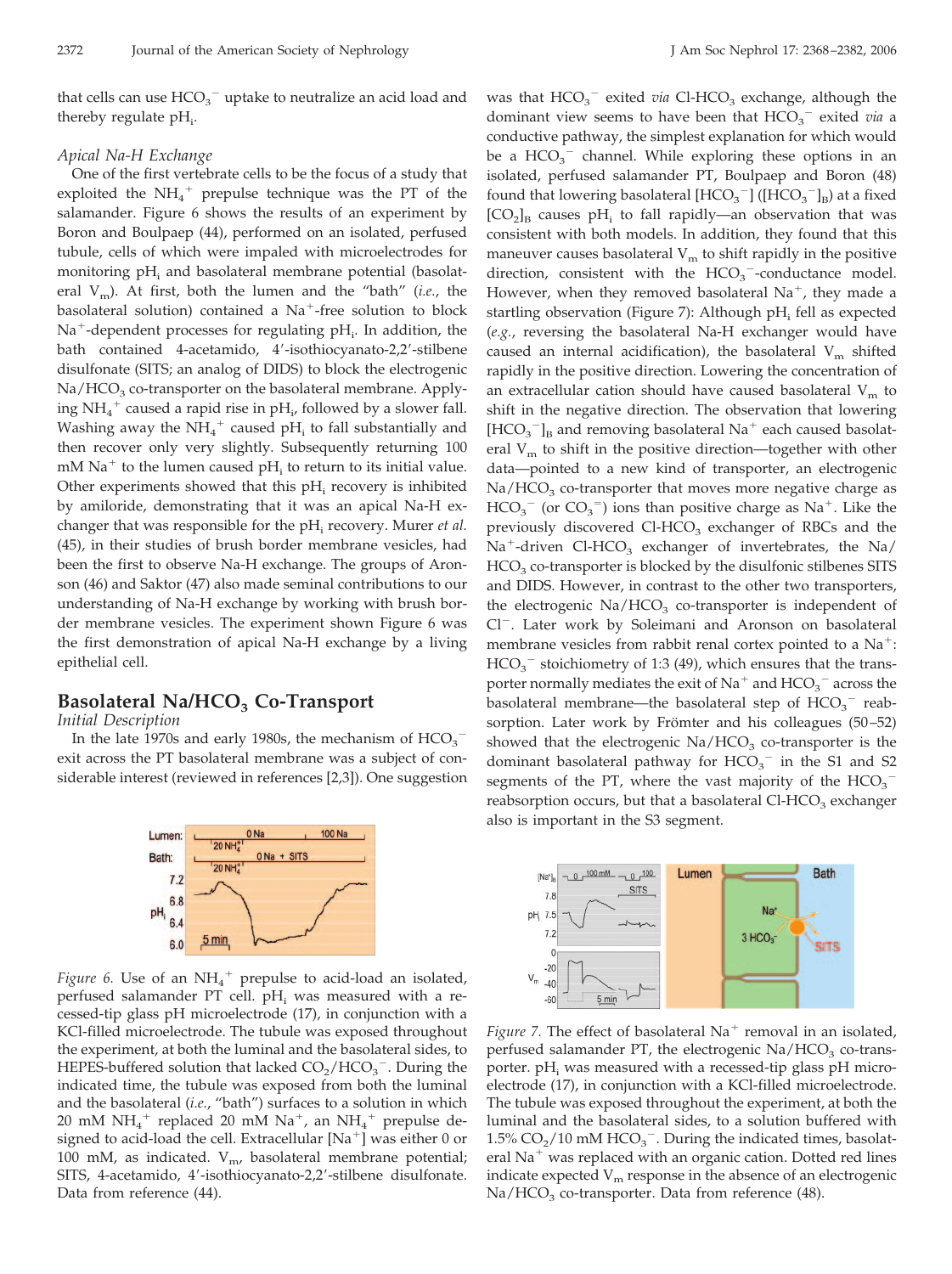that cells can use $HCO_3^-$ uptake to neutralize an acid load and thereby regulate $pH_i$.

### Apical Na-H Exchange

One of the first vertebrate cells to be the focus of a study that exploited the $NH_4^+$ prepulse technique was the PT of the salamander. Figure 6 shows the results of an experiment by Boron and Boulpaep (44), performed on an isolated, perfused tubule, cells of which were impaled with microelectrodes for monitoring $pH_i$ and basolateral membrane potential (basolateral $V_m$). At first, both the lumen and the "bath" (*i.e.*, the basolateral solution) contained a $Na^+$-free solution to block $Na^+$-dependent processes for regulating $pH_i$. In addition, the bath contained 4-acetamido, 4′-isothiocyanato-2,2′-stilbene disulfonate (SITS; an analog of DIDS) to block the electrogenic $Na/HCO_3$ co-transporter on the basolateral membrane. Applying $NH_4^+$ caused a rapid rise in $pH_i$, followed by a slower fall. Washing away the $NH_4^+$ caused $pH_i$ to fall substantially and then recover only very slightly. Subsequently returning 100 mM $Na^+$ to the lumen caused $pH_i$ to return to its initial value. Other experiments showed that this $pH_i$ recovery is inhibited by amiloride, demonstrating that it was an apical Na-H exchanger that was responsible for the $pH_i$ recovery. Murer *et al.* (45), in their studies of brush border membrane vesicles, had been the first to observe Na-H exchange. The groups of Aronson (46) and Saktor (47) also made seminal contributions to our understanding of Na-H exchange by working with brush border membrane vesicles. The experiment shown Figure 6 was the first demonstration of apical Na-H exchange by a living epithelial cell.

*Figure 6.* Use of an $NH_4^+$ prepulse to acid-load an isolated, perfused salamander PT cell. $pH_i$ was measured with a recessed-tip glass pH microelectrode (17), in conjunction with a KCl-filled microelectrode. The tubule was exposed throughout the experiment, at both the luminal and the basolateral sides, to HEPES-buffered solution that lacked $CO_2/HCO_3^-$. During the indicated time, the tubule was exposed from both the luminal and the basolateral (*i.e.*, "bath") surfaces to a solution in which 20 mM $NH_4^+$ replaced 20 mM $Na^+$, an $NH_4^+$ prepulse designed to acid-load the cell. Extracellular $[Na^+]$ was either 0 or 100 mM, as indicated. $V_m$, basolateral membrane potential; SITS, 4-acetamido, 4′-isothiocyanato-2,2′-stilbene disulfonate. Data from reference (44).

## Basolateral $Na/HCO_3$ Co-Transport

### Initial Description

In the late 1970s and early 1980s, the mechanism of $HCO_3^-$ exit across the PT basolateral membrane was a subject of considerable interest (reviewed in references [2,3]). One suggestion was that $HCO_3^-$ exited *via* Cl-$HCO_3$ exchange, although the dominant view seems to have been that $HCO_3^-$ exited *via* a conductive pathway, the simplest explanation for which would be a $HCO_3^-$ channel. While exploring these options in an isolated, perfused salamander PT, Boulpaep and Boron (48) found that lowering basolateral $[HCO_3^-]$ ($[HCO_3^-]_B$) at a fixed $[CO_2]_B$ causes $pH_i$ to fall rapidly—an observation that was consistent with both models. In addition, they found that this maneuver causes basolateral $V_m$ to shift rapidly in the positive direction, consistent with the $HCO_3^-$-conductance model. However, when they removed basolateral $Na^+$, they made a startling observation (Figure 7): Although $pH_i$ fell as expected (*e.g.*, reversing the basolateral Na-H exchanger would have caused an internal acidification), the basolateral $V_m$ shifted rapidly in the positive direction. Lowering the concentration of an extracellular cation should have caused basolateral $V_m$ to shift in the negative direction. The observation that lowering $[HCO_3^-]_B$ and removing basolateral $Na^+$ each caused basolateral $V_m$ to shift in the positive direction—together with other data—pointed to a new kind of transporter, an electrogenic $Na/HCO_3$ co-transporter that moves more negative charge as $HCO_3^-$ (or $CO_3^=$) ions than positive charge as $Na^+$. Like the previously discovered Cl-$HCO_3$ exchanger of RBCs and the $Na^+$-driven Cl-$HCO_3$ exchanger of invertebrates, the $Na/HCO_3$ co-transporter is blocked by the disulfonic stilbenes SITS and DIDS. However, in contrast to the other two transporters, the electrogenic $Na/HCO_3$ co-transporter is independent of $Cl^-$. Later work by Soleimani and Aronson on basolateral membrane vesicles from rabbit renal cortex pointed to a $Na^+$:$HCO_3^-$ stoichiometry of 1:3 (49), which ensures that the transporter normally mediates the exit of $Na^+$ and $HCO_3^-$ across the basolateral membrane—the basolateral step of $HCO_3^-$ reabsorption. Later work by Frömter and his colleagues (50–52) showed that the electrogenic $Na/HCO_3$ co-transporter is the dominant basolateral pathway for $HCO_3^-$ in the S1 and S2 segments of the PT, where the vast majority of the $HCO_3^-$ reabsorption occurs, but that a basolateral Cl-$HCO_3$ exchanger also is important in the S3 segment.

*Figure 7.* The effect of basolateral $Na^+$ removal in an isolated, perfused salamander PT, the electrogenic $Na/HCO_3$ co-transporter. $pH_i$ was measured with a recessed-tip glass pH microelectrode (17), in conjunction with a KCl-filled microelectrode. The tubule was exposed throughout the experiment, at both the luminal and the basolateral sides, to a solution buffered with 1.5% $CO_2$/10 mM $HCO_3^-$. During the indicated times, basolateral $Na^+$ was replaced with an organic cation. Dotted red lines indicate expected $V_m$ response in the absence of an electrogenic $Na/HCO_3$ co-transporter. Data from reference (48).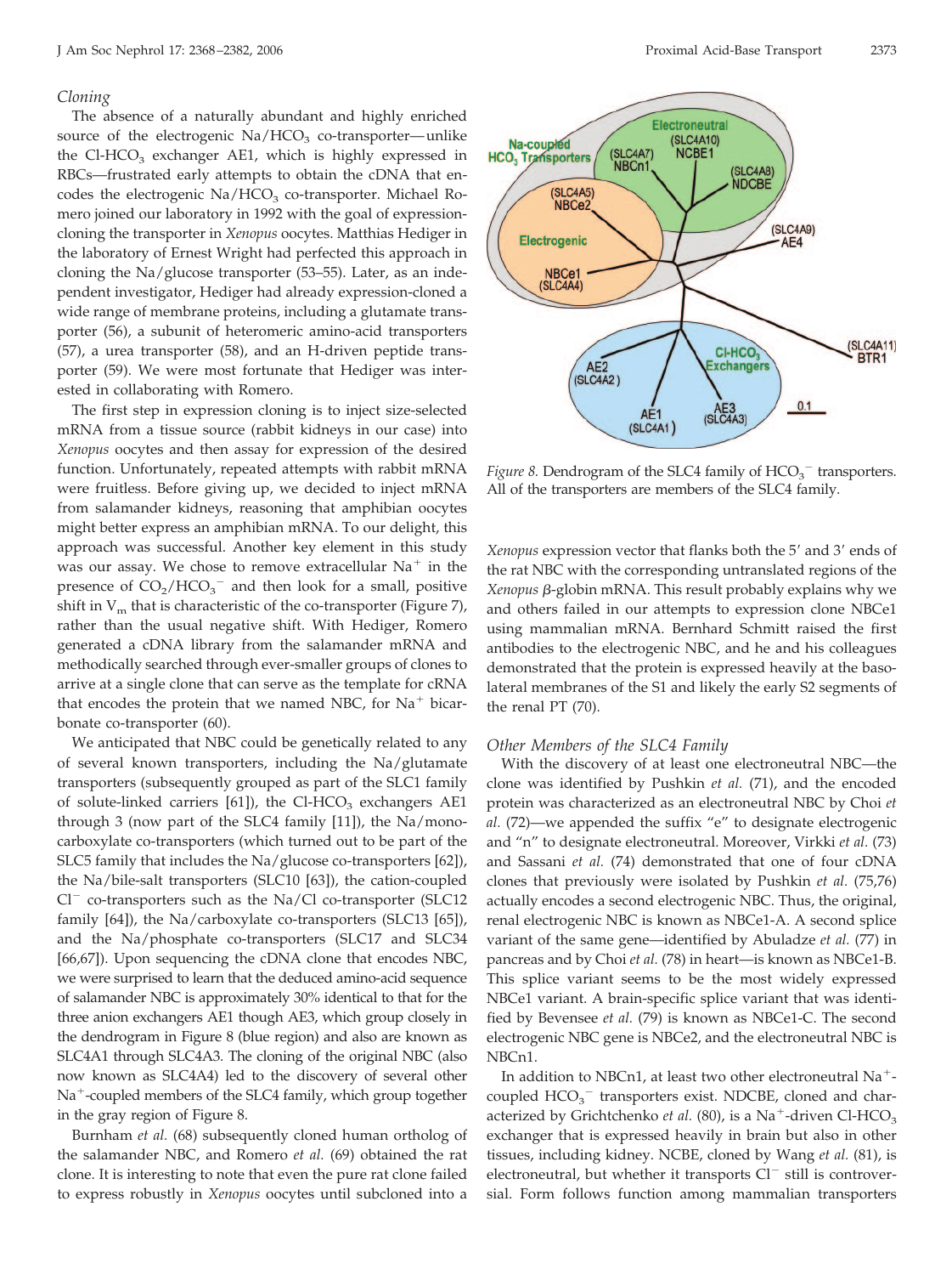### *Cloning*

The absence of a naturally abundant and highly enriched source of the electrogenic $Na/HCO_3$ co-transporter—unlike the $Cl$-$HCO_3$ exchanger AE1, which is highly expressed in RBCs—frustrated early attempts to obtain the cDNA that encodes the electrogenic $Na/HCO_3$ co-transporter. Michael Romero joined our laboratory in 1992 with the goal of expression-cloning the transporter in *Xenopus* oocytes. Matthias Hediger in the laboratory of Ernest Wright had perfected this approach in cloning the Na/glucose transporter (53–55). Later, as an independent investigator, Hediger had already expression-cloned a wide range of membrane proteins, including a glutamate transporter (56), a subunit of heteromeric amino-acid transporters (57), a urea transporter (58), and an H-driven peptide transporter (59). We were most fortunate that Hediger was interested in collaborating with Romero.

The first step in expression cloning is to inject size-selected mRNA from a tissue source (rabbit kidneys in our case) into *Xenopus* oocytes and then assay for expression of the desired function. Unfortunately, repeated attempts with rabbit mRNA were fruitless. Before giving up, we decided to inject mRNA from salamander kidneys, reasoning that amphibian oocytes might better express an amphibian mRNA. To our delight, this approach was successful. Another key element in this study was our assay. We chose to remove extracellular $Na^+$ in the presence of $CO_2/HCO_3^-$ and then look for a small, positive shift in $V_m$ that is characteristic of the co-transporter (Figure 7), rather than the usual negative shift. With Hediger, Romero generated a cDNA library from the salamander mRNA and methodically searched through ever-smaller groups of clones to arrive at a single clone that can serve as the template for cRNA that encodes the protein that we named NBC, for $Na^+$ bicarbonate co-transporter (60).

We anticipated that NBC could be genetically related to any of several known transporters, including the Na/glutamate transporters (subsequently grouped as part of the SLC1 family of solute-linked carriers [61]), the $Cl$-$HCO_3$ exchangers AE1 through 3 (now part of the SLC4 family [11]), the Na/monocarboxylate co-transporters (which turned out to be part of the SLC5 family that includes the Na/glucose co-transporters [62]), the Na/bile-salt transporters (SLC10 [63]), the cation-coupled $Cl^-$ co-transporters such as the Na/Cl co-transporter (SLC12 family [64]), the Na/carboxylate co-transporters (SLC13 [65]), and the Na/phosphate co-transporters (SLC17 and SLC34 [66,67]). Upon sequencing the cDNA clone that encodes NBC, we were surprised to learn that the deduced amino-acid sequence of salamander NBC is approximately 30% identical to that for the three anion exchangers AE1 though AE3, which group closely in the dendrogram in Figure 8 (blue region) and also are known as SLC4A1 through SLC4A3. The cloning of the original NBC (also now known as SLC4A4) led to the discovery of several other $Na^+$-coupled members of the SLC4 family, which group together in the gray region of Figure 8.

Burnham *et al.* (68) subsequently cloned human ortholog of the salamander NBC, and Romero *et al.* (69) obtained the rat clone. It is interesting to note that even the pure rat clone failed to express robustly in *Xenopus* oocytes until subcloned into a *Xenopus* expression vector that flanks both the 5′ and 3′ ends of the rat NBC with the corresponding untranslated regions of the *Xenopus* β-globin mRNA. This result probably explains why we and others failed in our attempts to expression clone NBCe1 using mammalian mRNA. Bernhard Schmitt raised the first antibodies to the electrogenic NBC, and he and his colleagues demonstrated that the protein is expressed heavily at the basolateral membranes of the S1 and likely the early S2 segments of the renal PT (70).

*Figure 8.* Dendrogram of the SLC4 family of $HCO_3^-$ transporters. All of the transporters are members of the SLC4 family.

### *Other Members of the SLC4 Family*

With the discovery of at least one electroneutral NBC—the clone was identified by Pushkin *et al.* (71), and the encoded protein was characterized as an electroneutral NBC by Choi *et al.* (72)—we appended the suffix "e" to designate electrogenic and "n" to designate electroneutral. Moreover, Virkki *et al.* (73) and Sassani *et al.* (74) demonstrated that one of four cDNA clones that previously were isolated by Pushkin *et al.* (75,76) actually encodes a second electrogenic NBC. Thus, the original, renal electrogenic NBC is known as NBCe1-A. A second splice variant of the same gene—identified by Abuladze *et al.* (77) in pancreas and by Choi *et al.* (78) in heart—is known as NBCe1-B. This splice variant seems to be the most widely expressed NBCe1 variant. A brain-specific splice variant that was identified by Bevensee *et al.* (79) is known as NBCe1-C. The second electrogenic NBC gene is NBCe2, and the electroneutral NBC is NBCn1.

In addition to NBCn1, at least two other electroneutral $Na^+$-coupled $HCO_3^-$ transporters exist. NDCBE, cloned and characterized by Grichtchenko *et al.* (80), is a $Na^+$-driven $Cl$-$HCO_3$ exchanger that is expressed heavily in brain but also in other tissues, including kidney. NCBE, cloned by Wang *et al.* (81), is electroneutral, but whether it transports $Cl^-$ still is controversial. Form follows function among mammalian transporters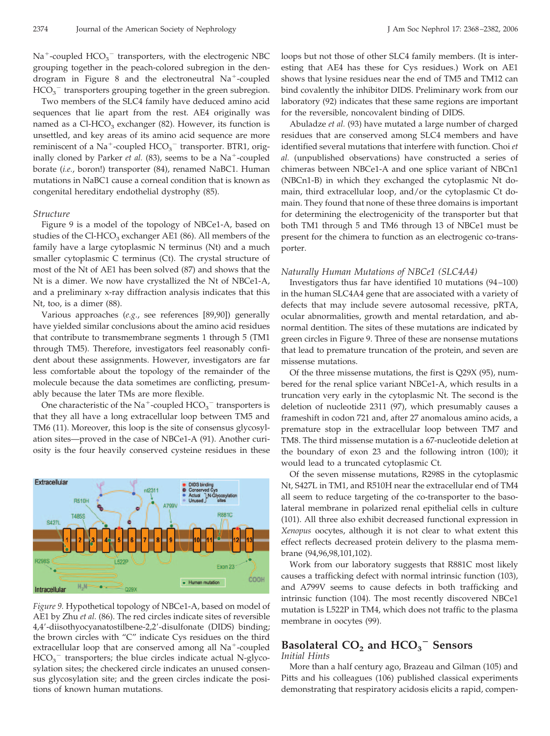$Na^+$-coupled $HCO_3^-$ transporters, with the electrogenic NBC grouping together in the peach-colored subregion in the dendrogram in Figure 8 and the electroneutral $Na^+$-coupled $HCO_3^-$ transporters grouping together in the green subregion.

Two members of the SLC4 family have deduced amino acid sequences that lie apart from the rest. AE4 originally was named as a Cl-$HCO_3$ exchanger (82). However, its function is unsettled, and key areas of its amino acid sequence are more reminiscent of a $Na^+$-coupled $HCO_3^-$ transporter. BTR1, originally cloned by Parker *et al.* (83), seems to be a $Na^+$-coupled borate (*i.e.*, boron!) transporter (84), renamed NaBC1. Human mutations in NaBC1 cause a corneal condition that is known as congenital hereditary endothelial dystrophy (85).

### *Structure*

Figure 9 is a model of the topology of NBCe1-A, based on studies of the Cl-$HCO_3$ exchanger AE1 (86). All members of the family have a large cytoplasmic N terminus (Nt) and a much smaller cytoplasmic C terminus (Ct). The crystal structure of most of the Nt of AE1 has been solved (87) and shows that the Nt is a dimer. We now have crystallized the Nt of NBCe1-A, and a preliminary x-ray diffraction analysis indicates that this Nt, too, is a dimer (88).

Various approaches (*e.g.*, see references [89,90]) generally have yielded similar conclusions about the amino acid residues that contribute to transmembrane segments 1 through 5 (TM1 through TM5). Therefore, investigators feel reasonably confident about these assignments. However, investigators are far less comfortable about the topology of the remainder of the molecule because the data sometimes are conflicting, presumably because the later TMs are more flexible.

One characteristic of the $Na^+$-coupled $HCO_3^-$ transporters is that they all have a long extracellular loop between TM5 and TM6 (11). Moreover, this loop is the site of consensus glycosylation sites—proved in the case of NBCe1-A (91). Another curiosity is the four heavily conserved cysteine residues in these loops but not those of other SLC4 family members. (It is interesting that AE4 has these for Cys residues.) Work on AE1 shows that lysine residues near the end of TM5 and TM12 can bind covalently the inhibitor DIDS. Preliminary work from our laboratory (92) indicates that these same regions are important for the reversible, noncovalent binding of DIDS.

*Figure 9.* Hypothetical topology of NBCe1-A, based on model of AE1 by Zhu *et al.* (86). The red circles indicate sites of reversible 4,4′-diisothiocyanatostilbene-2,2′-disulfonate (DIDS) binding; the brown circles with "C" indicate Cys residues on the third extracellular loop that are conserved among all $Na^+$-coupled $HCO_3^-$ transporters; the blue circles indicate actual N-glycosylation sites; the checkered circle indicates an unused consensus glycosylation site; and the green circles indicate the positions of known human mutations.

Abuladze *et al.* (93) have mutated a large number of charged residues that are conserved among SLC4 members and have identified several mutations that interfere with function. Choi *et al.* (unpublished observations) have constructed a series of chimeras between NBCe1-A and one splice variant of NBCn1 (NBCn1-B) in which they exchanged the cytoplasmic Nt domain, third extracellular loop, and/or the cytoplasmic Ct domain. They found that none of these three domains is important for determining the electrogenicity of the transporter but that both TM1 through 5 and TM6 through 13 of NBCe1 must be present for the chimera to function as an electrogenic co-transporter.

### *Naturally Human Mutations of NBCe1 (SLC4A4)*

Investigators thus far have identified 10 mutations (94–100) in the human SLC4A4 gene that are associated with a variety of defects that may include severe autosomal recessive, pRTA, ocular abnormalities, growth and mental retardation, and abnormal dentition. The sites of these mutations are indicated by green circles in Figure 9. Three of these are nonsense mutations that lead to premature truncation of the protein, and seven are missense mutations.

Of the three missense mutations, the first is Q29X (95), numbered for the renal splice variant NBCe1-A, which results in a truncation very early in the cytoplasmic Nt. The second is the deletion of nucleotide 2311 (97), which presumably causes a frameshift in codon 721 and, after 27 anomalous amino acids, a premature stop in the extracellular loop between TM7 and TM8. The third missense mutation is a 67-nucleotide deletion at the boundary of exon 23 and the following intron (100); it would lead to a truncated cytoplasmic Ct.

Of the seven missense mutations, R298S in the cytoplasmic Nt, S427L in TM1, and R510H near the extracellular end of TM4 all seem to reduce targeting of the co-transporter to the basolateral membrane in polarized renal epithelial cells in culture (101). All three also exhibit decreased functional expression in *Xenopus* oocytes, although it is not clear to what extent this effect reflects decreased protein delivery to the plasma membrane (94,96,98,101,102).

Work from our laboratory suggests that R881C most likely causes a trafficking defect with normal intrinsic function (103), and A799V seems to cause defects in both trafficking and intrinsic function (104). The most recently discovered NBCe1 mutation is L522P in TM4, which does not traffic to the plasma membrane in oocytes (99).

## Basolateral $CO_2$ and $HCO_3^-$ Sensors

### *Initial Hints*

More than a half century ago, Brazeau and Gilman (105) and Pitts and his colleagues (106) published classical experiments demonstrating that respiratory acidosis elicits a rapid, compen-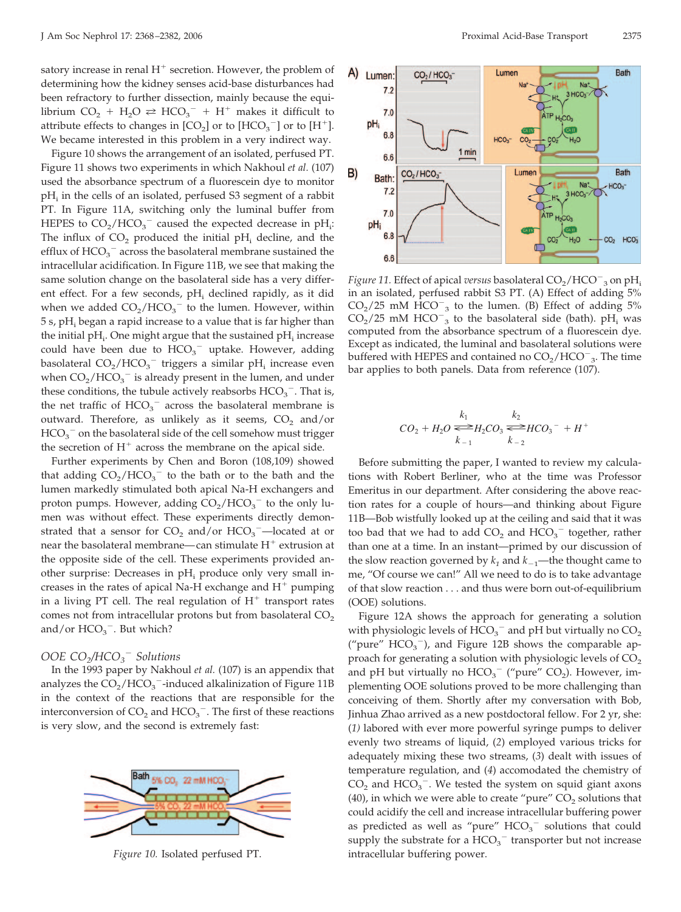satory increase in renal $H^+$ secretion. However, the problem of determining how the kidney senses acid-base disturbances had been refractory to further dissection, mainly because the equilibrium $CO_2 + H_2O \rightleftarrows HCO_3^- + H^+$ makes it difficult to attribute effects to changes in $[CO_2]$ or to $[HCO_3^-]$ or to $[H^+]$. We became interested in this problem in a very indirect way.

Figure 10 shows the arrangement of an isolated, perfused PT. Figure 11 shows two experiments in which Nakhoul *et al.* (107) used the absorbance spectrum of a fluorescein dye to monitor $pH_i$ in the cells of an isolated, perfused S3 segment of a rabbit PT. In Figure 11A, switching only the luminal buffer from HEPES to $CO_2/HCO_3^-$ caused the expected decrease in $pH_i$: The influx of $CO_2$ produced the initial $pH_i$ decline, and the efflux of $HCO_3^-$ across the basolateral membrane sustained the intracellular acidification. In Figure 11B, we see that making the same solution change on the basolateral side has a very different effect. For a few seconds, $pH_i$ declined rapidly, as it did when we added $CO_2/HCO_3^-$ to the lumen. However, within 5 s, $pH_i$ began a rapid increase to a value that is far higher than the initial $pH_i$. One might argue that the sustained $pH_i$ increase could have been due to $HCO_3^-$ uptake. However, adding basolateral $CO_2/HCO_3^-$ triggers a similar $pH_i$ increase even when $CO_2/HCO_3^-$ is already present in the lumen, and under these conditions, the tubule actively reabsorbs $HCO_3^-$. That is, the net traffic of $HCO_3^-$ across the basolateral membrane is outward. Therefore, as unlikely as it seems, $CO_2$ and/or $HCO_3^-$ on the basolateral side of the cell somehow must trigger the secretion of $H^+$ across the membrane on the apical side.

Further experiments by Chen and Boron (108,109) showed that adding $CO_2/HCO_3^-$ to the bath or to the bath and the lumen markedly stimulated both apical Na-H exchangers and proton pumps. However, adding $CO_2/HCO_3^-$ to the only lumen was without effect. These experiments directly demonstrated that a sensor for $CO_2$ and/or $HCO_3^-$—located at or near the basolateral membrane—can stimulate $H^+$ extrusion at the opposite side of the cell. These experiments provided another surprise: Decreases in $pH_i$ produce only very small increases in the rates of apical Na-H exchange and $H^+$ pumping in a living PT cell. The real regulation of $H^+$ transport rates comes not from intracellular protons but from basolateral $CO_2$ and/or $HCO_3^-$. But which?

### OOE $CO_2/HCO_3^-$ Solutions

In the 1993 paper by Nakhoul *et al.* (107) is an appendix that analyzes the $CO_2/HCO_3^-$-induced alkalinization of Figure 11B in the context of the reactions that are responsible for the interconversion of $CO_2$ and $HCO_3^-$. The first of these reactions is very slow, and the second is extremely fast:

*Figure 10.* Isolated perfused PT.

*Figure 11.* Effect of apical *versus* basolateral $CO_2/HCO_3^-$ on $pH_i$ in an isolated, perfused rabbit S3 PT. (A) Effect of adding 5% $CO_2$/25 mM $HCO_3^-$ to the lumen. (B) Effect of adding 5% $CO_2$/25 mM $HCO_3^-$ to the basolateral side (bath). $pH_i$ was computed from the absorbance spectrum of a fluorescein dye. Except as indicated, the luminal and basolateral solutions were buffered with HEPES and contained no $CO_2/HCO_3^-$. The time bar applies to both panels. Data from reference (107).

$$CO_2 + H_2O \underset{k_{-1}}{\overset{k_1}{\rightleftarrows}} H_2CO_3 \underset{k_{-2}}{\overset{k_2}{\rightleftarrows}} HCO_3^- + H^+$$

Before submitting the paper, I wanted to review my calculations with Robert Berliner, who at the time was Professor Emeritus in our department. After considering the above reaction rates for a couple of hours—and thinking about Figure 11B—Bob wistfully looked up at the ceiling and said that it was too bad that we had to add $CO_2$ and $HCO_3^-$ together, rather than one at a time. In an instant—primed by our discussion of the slow reaction governed by $k_1$ and $k_{-1}$—the thought came to me, "Of course we can!" All we need to do is to take advantage of that slow reaction . . . and thus were born out-of-equilibrium (OOE) solutions.

Figure 12A shows the approach for generating a solution with physiologic levels of $HCO_3^-$ and pH but virtually no $CO_2$ ("pure" $HCO_3^-$), and Figure 12B shows the comparable approach for generating a solution with physiologic levels of $CO_2$ and pH but virtually no $HCO_3^-$ ("pure" $CO_2$). However, implementing OOE solutions proved to be more challenging than conceiving of them. Shortly after my conversation with Bob, Jinhua Zhao arrived as a new postdoctoral fellow. For 2 yr, she: (*1*) labored with ever more powerful syringe pumps to deliver evenly two streams of liquid, (*2*) employed various tricks for adequately mixing these two streams, (*3*) dealt with issues of temperature regulation, and (*4*) accomodated the chemistry of $CO_2$ and $HCO_3^-$. We tested the system on squid giant axons (40), in which we were able to create "pure" $CO_2$ solutions that could acidify the cell and increase intracellular buffering power as predicted as well as "pure" $HCO_3^-$ solutions that could supply the substrate for a $HCO_3^-$ transporter but not increase intracellular buffering power.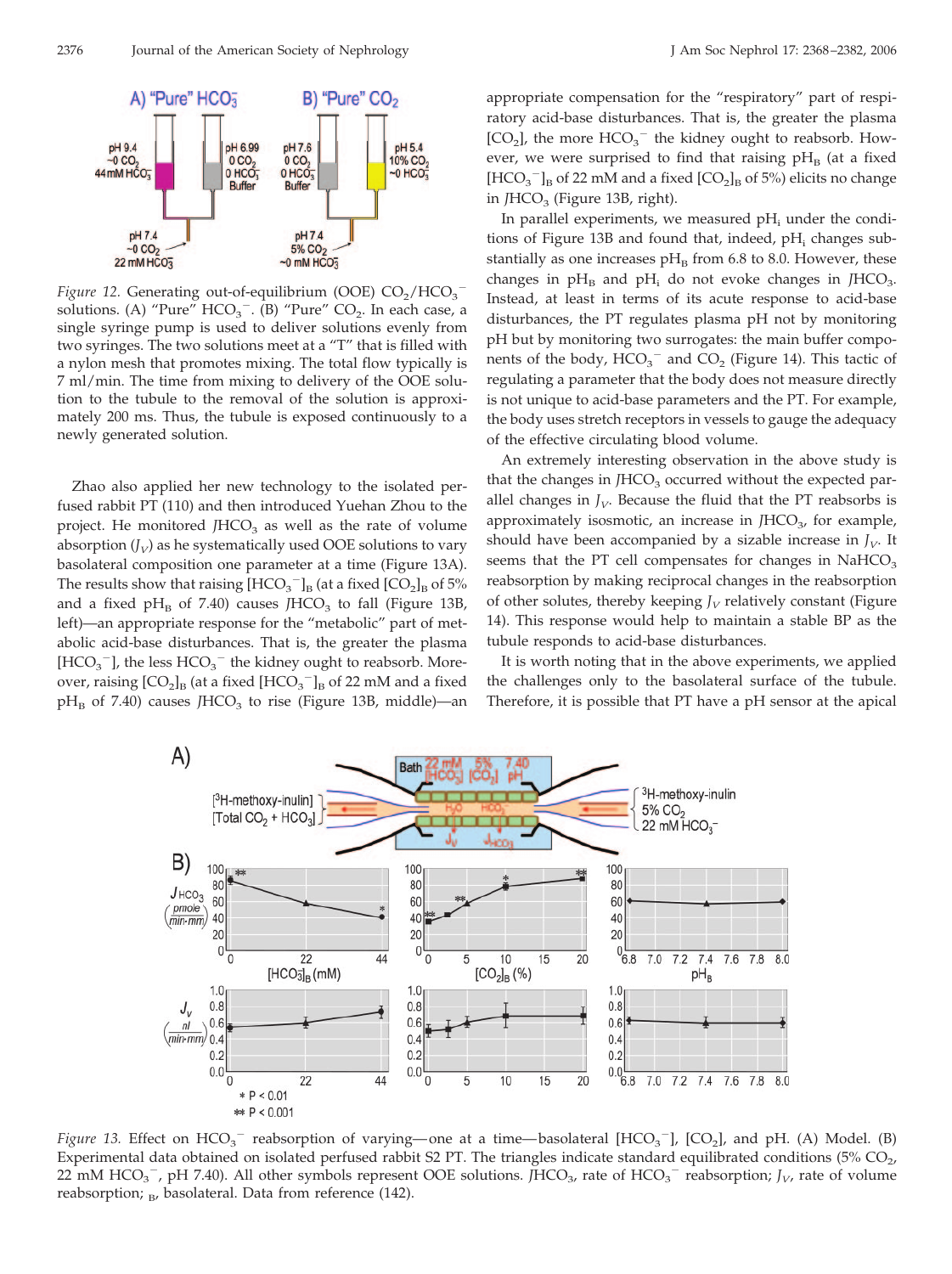*Figure 12.* Generating out-of-equilibrium (OOE) $CO_2/HCO_3^-$ solutions. (A) "Pure" $HCO_3^-$. (B) "Pure" $CO_2$. In each case, a single syringe pump is used to deliver solutions evenly from two syringes. The two solutions meet at a "T" that is filled with a nylon mesh that promotes mixing. The total flow typically is 7 ml/min. The time from mixing to delivery of the OOE solution to the tubule to the removal of the solution is approximately 200 ms. Thus, the tubule is exposed continuously to a newly generated solution.

Zhao also applied her new technology to the isolated perfused rabbit PT (110) and then introduced Yuehan Zhou to the project. He monitored $J_{HCO_3}$ as well as the rate of volume absorption ($J_V$) as he systematically used OOE solutions to vary basolateral composition one parameter at a time (Figure 13A). The results show that raising $[HCO_3^-]_B$ (at a fixed $[CO_2]_B$ of 5% and a fixed $pH_B$ of 7.40) causes $J_{HCO_3}$ to fall (Figure 13B, left)—an appropriate response for the "metabolic" part of metabolic acid-base disturbances. That is, the greater the plasma $[HCO_3^-]$, the less $HCO_3^-$ the kidney ought to reabsorb. Moreover, raising $[CO_2]_B$ (at a fixed $[HCO_3^-]_B$ of 22 mM and a fixed $pH_B$ of 7.40) causes $J_{HCO_3}$ to rise (Figure 13B, middle)—an appropriate compensation for the "respiratory" part of respiratory acid-base disturbances. That is, the greater the plasma $[CO_2]$, the more $HCO_3^-$ the kidney ought to reabsorb. However, we were surprised to find that raising $pH_B$ (at a fixed $[HCO_3^-]_B$ of 22 mM and a fixed $[CO_2]_B$ of 5%) elicits no change in $J_{HCO_3}$ (Figure 13B, right).

In parallel experiments, we measured $pH_i$ under the conditions of Figure 13B and found that, indeed, $pH_i$ changes substantially as one increases $pH_B$ from 6.8 to 8.0. However, these changes in $pH_B$ and $pH_i$ do not evoke changes in $J_{HCO_3}$. Instead, at least in terms of its acute response to acid-base disturbances, the PT regulates plasma pH not by monitoring pH but by monitoring two surrogates: the main buffer components of the body, $HCO_3^-$ and $CO_2$ (Figure 14). This tactic of regulating a parameter that the body does not measure directly is not unique to acid-base parameters and the PT. For example, the body uses stretch receptors in vessels to gauge the adequacy of the effective circulating blood volume.

An extremely interesting observation in the above study is that the changes in $J_{HCO_3}$ occurred without the expected parallel changes in $J_V$. Because the fluid that the PT reabsorbs is approximately isosmotic, an increase in $J_{HCO_3}$, for example, should have been accompanied by a sizable increase in $J_V$. It seems that the PT cell compensates for changes in $NaHCO_3$ reabsorption by making reciprocal changes in the reabsorption of other solutes, thereby keeping $J_V$ relatively constant (Figure 14). This response would help to maintain a stable BP as the tubule responds to acid-base disturbances.

It is worth noting that in the above experiments, we applied the challenges only to the basolateral surface of the tubule. Therefore, it is possible that PT have a pH sensor at the apical

*Figure 13.* Effect on $HCO_3^-$ reabsorption of varying—one at a time—basolateral $[HCO_3^-]$, $[CO_2]$, and pH. (A) Model. (B) Experimental data obtained on isolated perfused rabbit S2 PT. The triangles indicate standard equilibrated conditions (5% $CO_2$, 22 mM $HCO_3^-$, pH 7.40). All other symbols represent OOE solutions. $J_{HCO_3}$, rate of $HCO_3^-$ reabsorption; $J_V$, rate of volume reabsorption; $_B$, basolateral. Data from reference (142).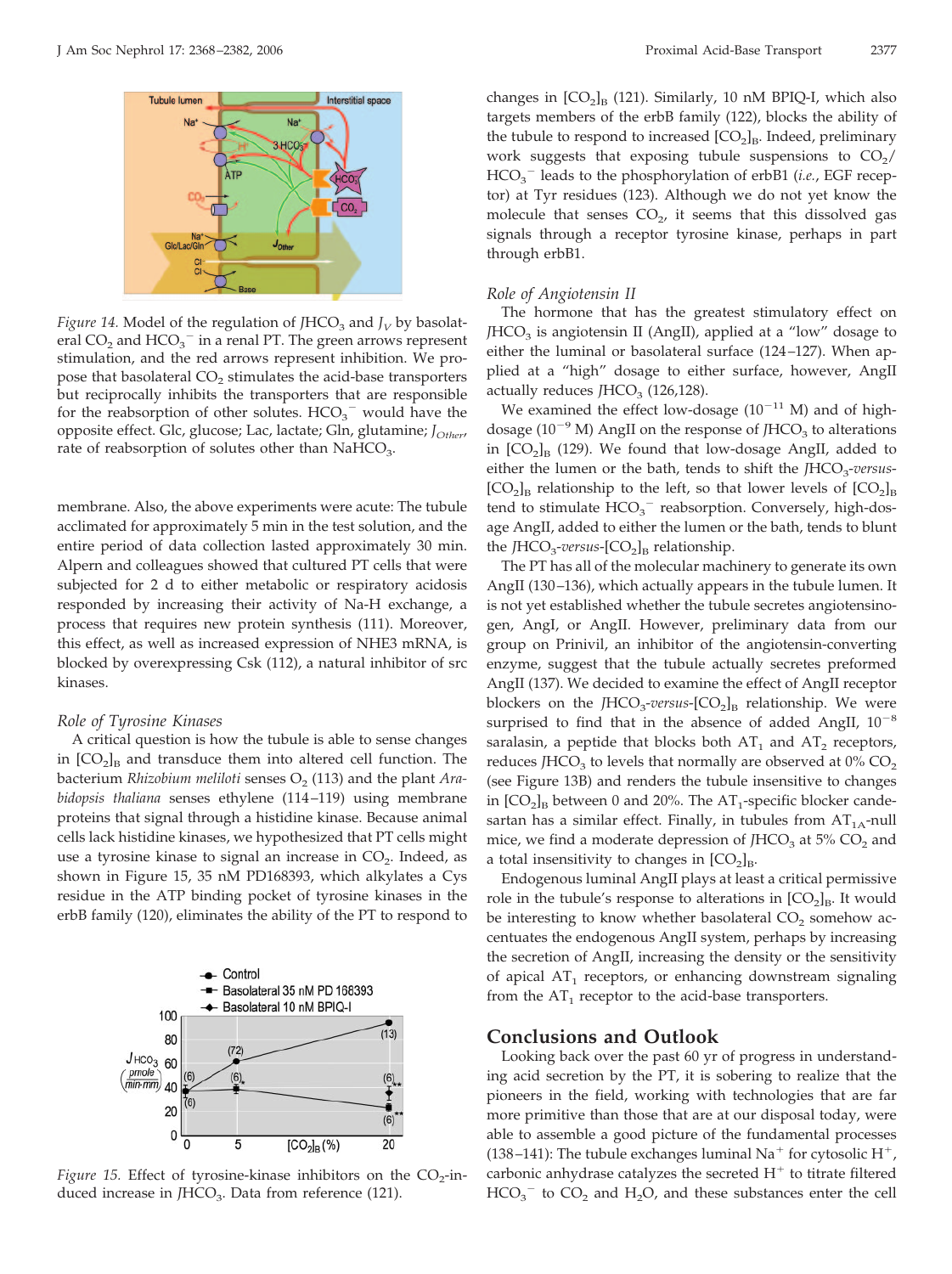*Figure 14.* Model of the regulation of $JHCO_3$ and $J_V$ by basolateral $CO_2$ and $HCO_3^-$ in a renal PT. The green arrows represent stimulation, and the red arrows represent inhibition. We propose that basolateral $CO_2$ stimulates the acid-base transporters but reciprocally inhibits the transporters that are responsible for the reabsorption of other solutes. $HCO_3^-$ would have the opposite effect. Glc, glucose; Lac, lactate; Gln, glutamine; $J_{Other}$, rate of reabsorption of solutes other than $NaHCO_3$.

membrane. Also, the above experiments were acute: The tubule acclimated for approximately 5 min in the test solution, and the entire period of data collection lasted approximately 30 min. Alpern and colleagues showed that cultured PT cells that were subjected for 2 d to either metabolic or respiratory acidosis responded by increasing their activity of Na-H exchange, a process that requires new protein synthesis (111). Moreover, this effect, as well as increased expression of NHE3 mRNA, is blocked by overexpressing Csk (112), a natural inhibitor of src kinases.

### Role of Tyrosine Kinases

A critical question is how the tubule is able to sense changes in $[CO_2]_B$ and transduce them into altered cell function. The bacterium *Rhizobium meliloti* senses $O_2$ (113) and the plant *Arabidopsis thaliana* senses ethylene (114–119) using membrane proteins that signal through a histidine kinase. Because animal cells lack histidine kinases, we hypothesized that PT cells might use a tyrosine kinase to signal an increase in $CO_2$. Indeed, as shown in Figure 15, 35 nM PD168393, which alkylates a Cys residue in the ATP binding pocket of tyrosine kinases in the erbB family (120), eliminates the ability of the PT to respond to

*Figure 15.* Effect of tyrosine-kinase inhibitors on the $CO_2$-induced increase in $JHCO_3$. Data from reference (121).

changes in $[CO_2]_B$ (121). Similarly, 10 nM BPIQ-I, which also targets members of the erbB family (122), blocks the ability of the tubule to respond to increased $[CO_2]_B$. Indeed, preliminary work suggests that exposing tubule suspensions to $CO_2/HCO_3^-$ leads to the phosphorylation of erbB1 (*i.e.*, EGF receptor) at Tyr residues (123). Although we do not yet know the molecule that senses $CO_2$, it seems that this dissolved gas signals through a receptor tyrosine kinase, perhaps in part through erbB1.

### Role of Angiotensin II

The hormone that has the greatest stimulatory effect on $JHCO_3$ is angiotensin II (AngII), applied at a "low" dosage to either the luminal or basolateral surface (124–127). When applied at a "high" dosage to either surface, however, AngII actually reduces $JHCO_3$ (126,128).

We examined the effect low-dosage ($10^{-11}$ M) and of high-dosage ($10^{-9}$ M) AngII on the response of $JHCO_3$ to alterations in $[CO_2]_B$ (129). We found that low-dosage AngII, added to either the lumen or the bath, tends to shift the $JHCO_3$-*versus*-$[CO_2]_B$ relationship to the left, so that lower levels of $[CO_2]_B$ tend to stimulate $HCO_3^-$ reabsorption. Conversely, high-dosage AngII, added to either the lumen or the bath, tends to blunt the $JHCO_3$-*versus*-$[CO_2]_B$ relationship.

The PT has all of the molecular machinery to generate its own AngII (130–136), which actually appears in the tubule lumen. It is not yet established whether the tubule secretes angiotensinogen, AngI, or AngII. However, preliminary data from our group on Prinivil, an inhibitor of the angiotensin-converting enzyme, suggest that the tubule actually secretes preformed AngII (137). We decided to examine the effect of AngII receptor blockers on the $JHCO_3$-*versus*-$[CO_2]_B$ relationship. We were surprised to find that in the absence of added AngII, $10^{-8}$ saralasin, a peptide that blocks both $AT_1$ and $AT_2$ receptors, reduces $JHCO_3$ to levels that normally are observed at 0% $CO_2$ (see Figure 13B) and renders the tubule insensitive to changes in $[CO_2]_B$ between 0 and 20%. The $AT_1$-specific blocker candesartan has a similar effect. Finally, in tubules from $AT_{1A}$-null mice, we find a moderate depression of $JHCO_3$ at 5% $CO_2$ and a total insensitivity to changes in $[CO_2]_B$.

Endogenous luminal AngII plays at least a critical permissive role in the tubule's response to alterations in $[CO_2]_B$. It would be interesting to know whether basolateral $CO_2$ somehow accentuates the endogenous AngII system, perhaps by increasing the secretion of AngII, increasing the density or the sensitivity of apical $AT_1$ receptors, or enhancing downstream signaling from the $AT_1$ receptor to the acid-base transporters.

## Conclusions and Outlook

Looking back over the past 60 yr of progress in understanding acid secretion by the PT, it is sobering to realize that the pioneers in the field, working with technologies that are far more primitive than those that are at our disposal today, were able to assemble a good picture of the fundamental processes (138–141): The tubule exchanges luminal $Na^+$ for cytosolic $H^+$, carbonic anhydrase catalyzes the secreted $H^+$ to titrate filtered $HCO_3^-$ to $CO_2$ and $H_2O$, and these substances enter the cell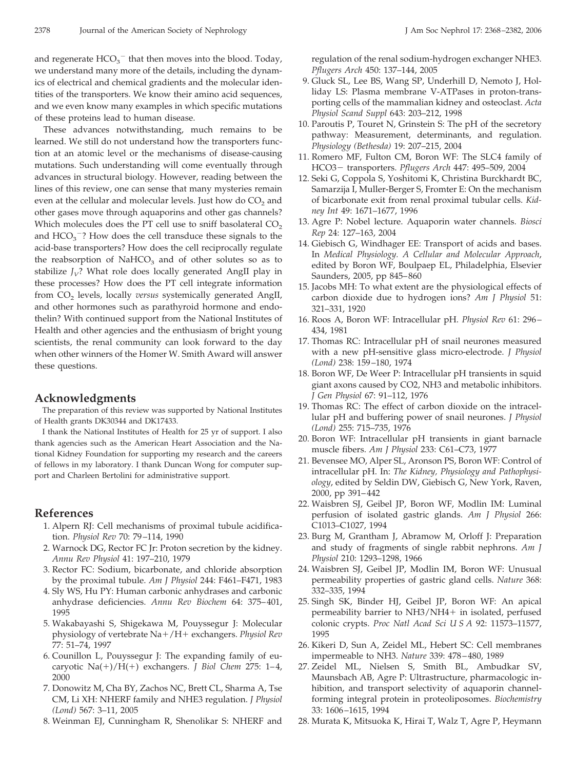and regenerate $HCO_3^-$ that then moves into the blood. Today, we understand many more of the details, including the dynamics of electrical and chemical gradients and the molecular identities of the transporters. We know their amino acid sequences, and we even know many examples in which specific mutations of these proteins lead to human disease.

These advances notwithstanding, much remains to be learned. We still do not understand how the transporters function at an atomic level or the mechanisms of disease-causing mutations. Such understanding will come eventually through advances in structural biology. However, reading between the lines of this review, one can sense that many mysteries remain even at the cellular and molecular levels. Just how do $CO_2$ and other gases move through aquaporins and other gas channels? Which molecules does the PT cell use to sniff basolateral $CO_2$ and $HCO_3^-$? How does the cell transduce these signals to the acid-base transporters? How does the cell reciprocally regulate the reabsorption of $NaHCO_3$ and of other solutes so as to stabilize $J_V$? What role does locally generated AngII play in these processes? How does the PT cell integrate information from $CO_2$ levels, locally *versus* systemically generated AngII, and other hormones such as parathyroid hormone and endothelin? With continued support from the National Institutes of Health and other agencies and the enthusiasm of bright young scientists, the renal community can look forward to the day when other winners of the Homer W. Smith Award will answer these questions.

## Acknowledgments

The preparation of this review was supported by National Institutes of Health grants DK30344 and DK17433.

I thank the National Institutes of Health for 25 yr of support. I also thank agencies such as the American Heart Association and the National Kidney Foundation for supporting my research and the careers of fellows in my laboratory. I thank Duncan Wong for computer support and Charleen Bertolini for administrative support.

## References

1. Alpern RJ: Cell mechanisms of proximal tubule acidification. *Physiol Rev* 70: 79–114, 1990
2. Warnock DG, Rector FC Jr: Proton secretion by the kidney. *Annu Rev Physiol* 41: 197–210, 1979
3. Rector FC: Sodium, bicarbonate, and chloride absorption by the proximal tubule. *Am J Physiol* 244: F461–F471, 1983
4. Sly WS, Hu PY: Human carbonic anhydrases and carbonic anhydrase deficiencies. *Annu Rev Biochem* 64: 375–401, 1995
5. Wakabayashi S, Shigekawa M, Pouyssegur J: Molecular physiology of vertebrate Na+/H+ exchangers. *Physiol Rev* 77: 51–74, 1997
6. Counillon L, Pouyssegur J: The expanding family of eucaryotic Na(+)/H(+) exchangers. *J Biol Chem* 275: 1–4, 2000
7. Donowitz M, Cha BY, Zachos NC, Brett CL, Sharma A, Tse CM, Li XH: NHERF family and NHE3 regulation. *J Physiol (Lond)* 567: 3–11, 2005
8. Weinman EJ, Cunningham R, Shenolikar S: NHERF and regulation of the renal sodium-hydrogen exchanger NHE3. *Pflugers Arch* 450: 137–144, 2005
9. Gluck SL, Lee BS, Wang SP, Underhill D, Nemoto J, Holliday LS: Plasma membrane V-ATPases in proton-transporting cells of the mammalian kidney and osteoclast. *Acta Physiol Scand Suppl* 643: 203–212, 1998
10. Paroutis P, Touret N, Grinstein S: The pH of the secretory pathway: Measurement, determinants, and regulation. *Physiology (Bethesda)* 19: 207–215, 2004
11. Romero MF, Fulton CM, Boron WF: The SLC4 family of HCO3− transporters. *Pflugers Arch* 447: 495–509, 2004
12. Seki G, Coppola S, Yoshitomi K, Christina Burckhardt BC, Samarzija I, Muller-Berger S, Fromter E: On the mechanism of bicarbonate exit from renal proximal tubular cells. *Kidney Int* 49: 1671–1677, 1996
13. Agre P: Nobel lecture. Aquaporin water channels. *Biosci Rep* 24: 127–163, 2004
14. Giebisch G, Windhager EE: Transport of acids and bases. In *Medical Physiology. A Cellular and Molecular Approach*, edited by Boron WF, Boulpaep EL, Philadelphia, Elsevier Saunders, 2005, pp 845–860
15. Jacobs MH: To what extent are the physiological effects of carbon dioxide due to hydrogen ions? *Am J Physiol* 51: 321–331, 1920
16. Roos A, Boron WF: Intracellular pH. *Physiol Rev* 61: 296–434, 1981
17. Thomas RC: Intracellular pH of snail neurones measured with a new pH-sensitive glass micro-electrode. *J Physiol (Lond)* 238: 159–180, 1974
18. Boron WF, De Weer P: Intracellular pH transients in squid giant axons caused by CO2, NH3 and metabolic inhibitors. *J Gen Physiol* 67: 91–112, 1976
19. Thomas RC: The effect of carbon dioxide on the intracellular pH and buffering power of snail neurones. *J Physiol (Lond)* 255: 715–735, 1976
20. Boron WF: Intracellular pH transients in giant barnacle muscle fibers. *Am J Physiol* 233: C61–C73, 1977
21. Bevensee MO, Alper SL, Aronson PS, Boron WF: Control of intracellular pH. In: *The Kidney, Physiology and Pathophysiology*, edited by Seldin DW, Giebisch G, New York, Raven, 2000, pp 391–442
22. Waisbren SJ, Geibel JP, Boron WF, Modlin IM: Luminal perfusion of isolated gastric glands. *Am J Physiol* 266: C1013–C1027, 1994
23. Burg M, Grantham J, Abramow M, Orloff J: Preparation and study of fragments of single rabbit nephrons. *Am J Physiol* 210: 1293–1298, 1966
24. Waisbren SJ, Geibel JP, Modlin IM, Boron WF: Unusual permeability properties of gastric gland cells. *Nature* 368: 332–335, 1994
25. Singh SK, Binder HJ, Geibel JP, Boron WF: An apical permeability barrier to NH3/NH4+ in isolated, perfused colonic crypts. *Proc Natl Acad Sci U S A* 92: 11573–11577, 1995
26. Kikeri D, Sun A, Zeidel ML, Hebert SC: Cell membranes impermeable to NH3. *Nature* 339: 478–480, 1989
27. Zeidel ML, Nielsen S, Smith BL, Ambudkar SV, Maunsbach AB, Agre P: Ultrastructure, pharmacologic inhibition, and transport selectivity of aquaporin channel-forming integral protein in proteoliposomes. *Biochemistry* 33: 1606–1615, 1994
28. Murata K, Mitsuoka K, Hirai T, Walz T, Agre P, Heymann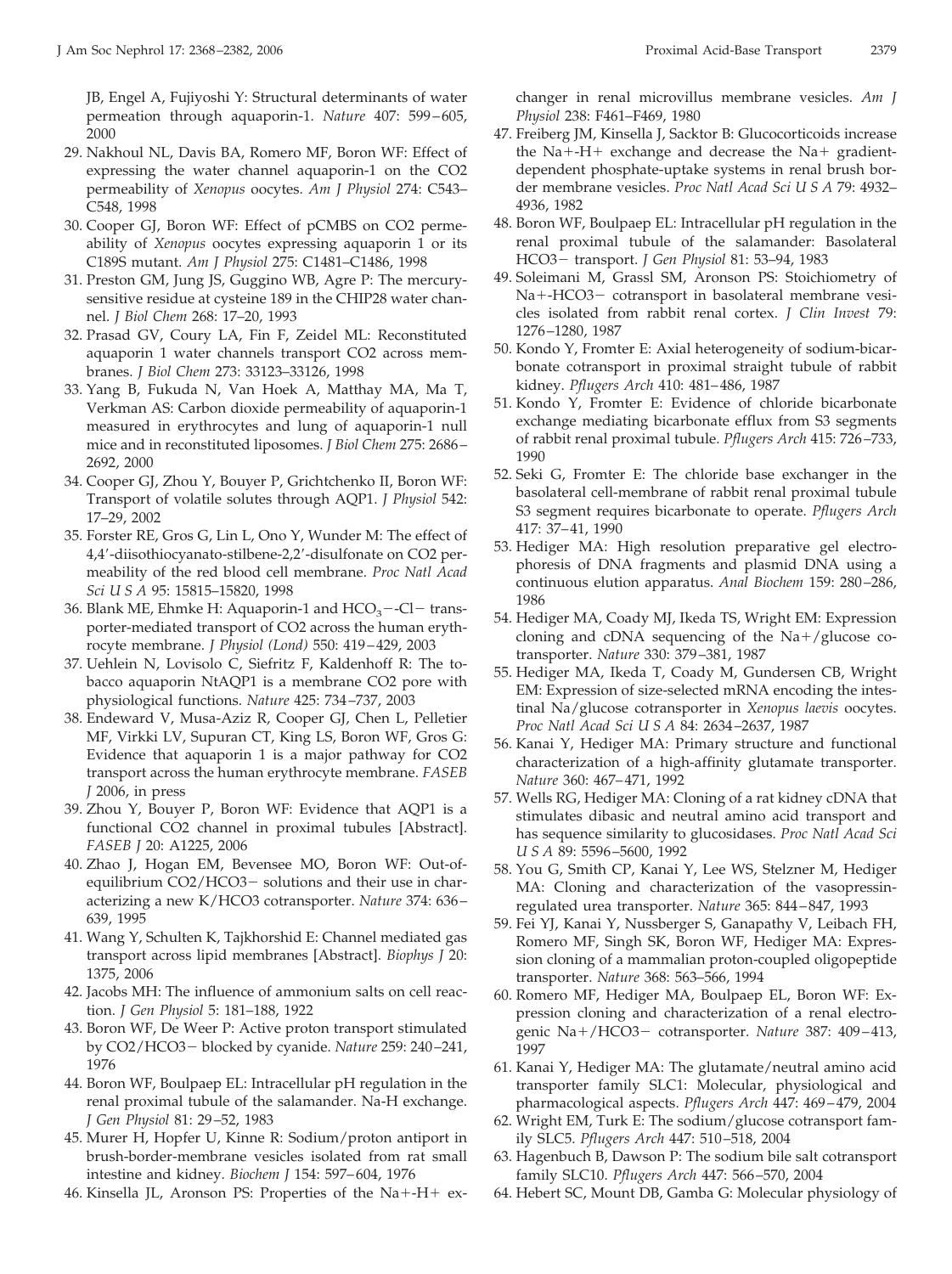JB, Engel A, Fujiyoshi Y: Structural determinants of water permeation through aquaporin-1. *Nature* 407: 599–605, 2000

29. Nakhoul NL, Davis BA, Romero MF, Boron WF: Effect of expressing the water channel aquaporin-1 on the CO2 permeability of *Xenopus* oocytes. *Am J Physiol* 274: C543–C548, 1998
30. Cooper GJ, Boron WF: Effect of pCMBS on CO2 permeability of *Xenopus* oocytes expressing aquaporin 1 or its C189S mutant. *Am J Physiol* 275: C1481–C1486, 1998
31. Preston GM, Jung JS, Guggino WB, Agre P: The mercury-sensitive residue at cysteine 189 in the CHIP28 water channel. *J Biol Chem* 268: 17–20, 1993
32. Prasad GV, Coury LA, Fin F, Zeidel ML: Reconstituted aquaporin 1 water channels transport CO2 across membranes. *J Biol Chem* 273: 33123–33126, 1998
33. Yang B, Fukuda N, Van Hoek A, Matthay MA, Ma T, Verkman AS: Carbon dioxide permeability of aquaporin-1 measured in erythrocytes and lung of aquaporin-1 null mice and in reconstituted liposomes. *J Biol Chem* 275: 2686–2692, 2000
34. Cooper GJ, Zhou Y, Bouyer P, Grichtchenko II, Boron WF: Transport of volatile solutes through AQP1. *J Physiol* 542: 17–29, 2002
35. Forster RE, Gros G, Lin L, Ono Y, Wunder M: The effect of 4,4′-diisothiocyanato-stilbene-2,2′-disulfonate on CO2 permeability of the red blood cell membrane. *Proc Natl Acad Sci U S A* 95: 15815–15820, 1998
36. Blank ME, Ehmke H: Aquaporin-1 and $HCO_3^-$-Cl− transporter-mediated transport of CO2 across the human erythrocyte membrane. *J Physiol (Lond)* 550: 419–429, 2003
37. Uehlein N, Lovisolo C, Siefritz F, Kaldenhoff R: The tobacco aquaporin NtAQP1 is a membrane CO2 pore with physiological functions. *Nature* 425: 734–737, 2003
38. Endeward V, Musa-Aziz R, Cooper GJ, Chen L, Pelletier MF, Virkki LV, Supuran CT, King LS, Boron WF, Gros G: Evidence that aquaporin 1 is a major pathway for CO2 transport across the human erythrocyte membrane. *FASEB J* 2006, in press
39. Zhou Y, Bouyer P, Boron WF: Evidence that AQP1 is a functional CO2 channel in proximal tubules [Abstract]. *FASEB J* 20: A1225, 2006
40. Zhao J, Hogan EM, Bevensee MO, Boron WF: Out-of-equilibrium CO2/HCO3− solutions and their use in characterizing a new K/HCO3 cotransporter. *Nature* 374: 636–639, 1995
41. Wang Y, Schulten K, Tajkhorshid E: Channel mediated gas transport across lipid membranes [Abstract]. *Biophys J* 20: 1375, 2006
42. Jacobs MH: The influence of ammonium salts on cell reaction. *J Gen Physiol* 5: 181–188, 1922
43. Boron WF, De Weer P: Active proton transport stimulated by CO2/HCO3− blocked by cyanide. *Nature* 259: 240–241, 1976
44. Boron WF, Boulpaep EL: Intracellular pH regulation in the renal proximal tubule of the salamander. Na-H exchange. *J Gen Physiol* 81: 29–52, 1983
45. Murer H, Hopfer U, Kinne R: Sodium/proton antiport in brush-border-membrane vesicles isolated from rat small intestine and kidney. *Biochem J* 154: 597–604, 1976
46. Kinsella JL, Aronson PS: Properties of the Na+-H+ exchanger in renal microvillus membrane vesicles. *Am J Physiol* 238: F461–F469, 1980
47. Freiberg JM, Kinsella J, Sacktor B: Glucocorticoids increase the Na+-H+ exchange and decrease the Na+ gradient-dependent phosphate-uptake systems in renal brush border membrane vesicles. *Proc Natl Acad Sci U S A* 79: 4932–4936, 1982
48. Boron WF, Boulpaep EL: Intracellular pH regulation in the renal proximal tubule of the salamander: Basolateral HCO3− transport. *J Gen Physiol* 81: 53–94, 1983
49. Soleimani M, Grassl SM, Aronson PS: Stoichiometry of Na+-HCO3− cotransport in basolateral membrane vesicles isolated from rabbit renal cortex. *J Clin Invest* 79: 1276–1280, 1987
50. Kondo Y, Fromter E: Axial heterogeneity of sodium-bicarbonate cotransport in proximal straight tubule of rabbit kidney. *Pflugers Arch* 410: 481–486, 1987
51. Kondo Y, Fromter E: Evidence of chloride bicarbonate exchange mediating bicarbonate efflux from S3 segments of rabbit renal proximal tubule. *Pflugers Arch* 415: 726–733, 1990
52. Seki G, Fromter E: The chloride base exchanger in the basolateral cell-membrane of rabbit renal proximal tubule S3 segment requires bicarbonate to operate. *Pflugers Arch* 417: 37–41, 1990
53. Hediger MA: High resolution preparative gel electrophoresis of DNA fragments and plasmid DNA using a continuous elution apparatus. *Anal Biochem* 159: 280–286, 1986
54. Hediger MA, Coady MJ, Ikeda TS, Wright EM: Expression cloning and cDNA sequencing of the Na+/glucose co-transporter. *Nature* 330: 379–381, 1987
55. Hediger MA, Ikeda T, Coady M, Gundersen CB, Wright EM: Expression of size-selected mRNA encoding the intestinal Na/glucose cotransporter in *Xenopus laevis* oocytes. *Proc Natl Acad Sci U S A* 84: 2634–2637, 1987
56. Kanai Y, Hediger MA: Primary structure and functional characterization of a high-affinity glutamate transporter. *Nature* 360: 467–471, 1992
57. Wells RG, Hediger MA: Cloning of a rat kidney cDNA that stimulates dibasic and neutral amino acid transport and has sequence similarity to glucosidases. *Proc Natl Acad Sci U S A* 89: 5596–5600, 1992
58. You G, Smith CP, Kanai Y, Lee WS, Stelzner M, Hediger MA: Cloning and characterization of the vasopressin-regulated urea transporter. *Nature* 365: 844–847, 1993
59. Fei YJ, Kanai Y, Nussberger S, Ganapathy V, Leibach FH, Romero MF, Singh SK, Boron WF, Hediger MA: Expression cloning of a mammalian proton-coupled oligopeptide transporter. *Nature* 368: 563–566, 1994
60. Romero MF, Hediger MA, Boulpaep EL, Boron WF: Expression cloning and characterization of a renal electrogenic Na+/HCO3− cotransporter. *Nature* 387: 409–413, 1997
61. Kanai Y, Hediger MA: The glutamate/neutral amino acid transporter family SLC1: Molecular, physiological and pharmacological aspects. *Pflugers Arch* 447: 469–479, 2004
62. Wright EM, Turk E: The sodium/glucose cotransport family SLC5. *Pflugers Arch* 447: 510–518, 2004
63. Hagenbuch B, Dawson P: The sodium bile salt cotransport family SLC10. *Pflugers Arch* 447: 566–570, 2004
64. Hebert SC, Mount DB, Gamba G: Molecular physiology of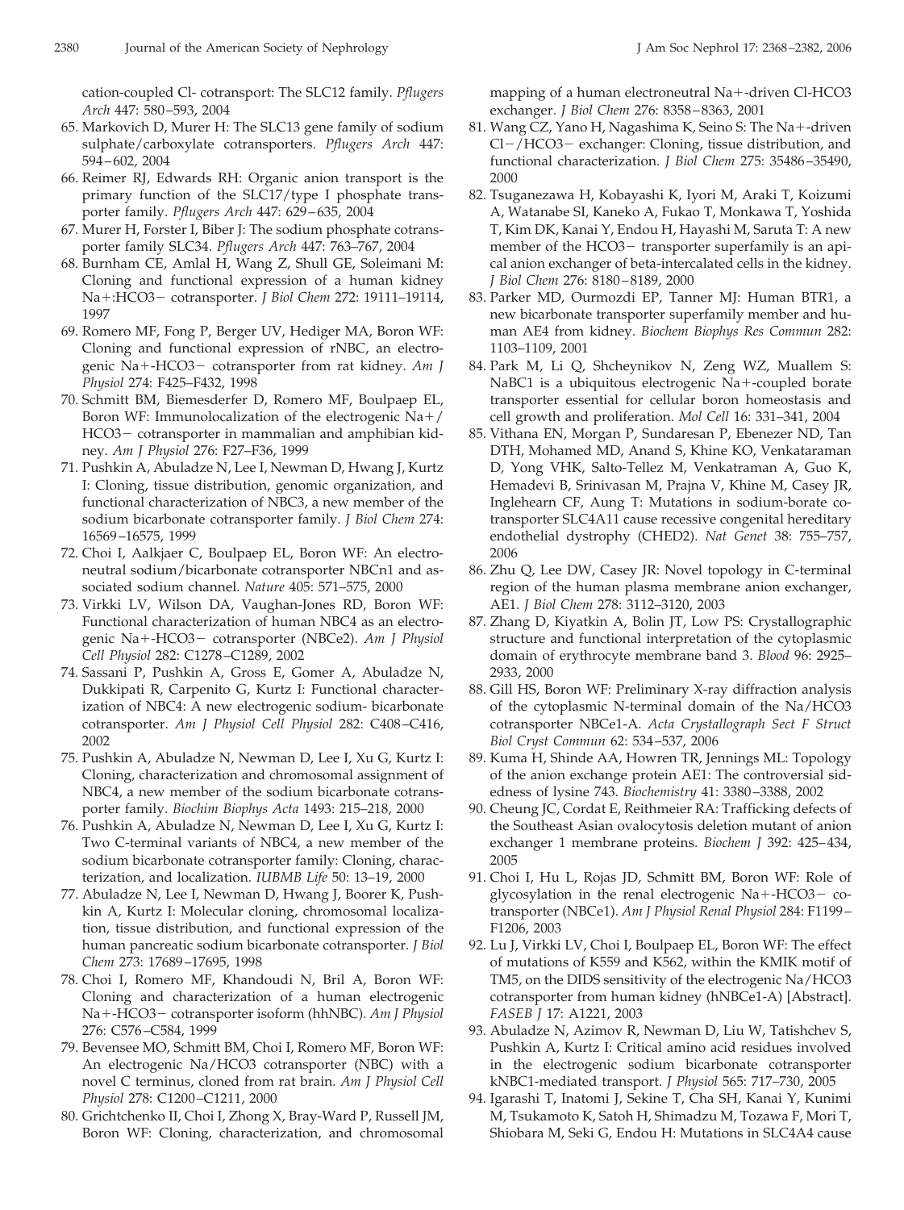cation-coupled Cl- cotransport: The SLC12 family. *Pflugers Arch* 447: 580–593, 2004

65. Markovich D, Murer H: The SLC13 gene family of sodium sulphate/carboxylate cotransporters. *Pflugers Arch* 447: 594–602, 2004
66. Reimer RJ, Edwards RH: Organic anion transport is the primary function of the SLC17/type I phosphate transporter family. *Pflugers Arch* 447: 629–635, 2004
67. Murer H, Forster I, Biber J: The sodium phosphate cotransporter family SLC34. *Pflugers Arch* 447: 763–767, 2004
68. Burnham CE, Amlal H, Wang Z, Shull GE, Soleimani M: Cloning and functional expression of a human kidney $Na^+$:$HCO_3^-$ cotransporter. *J Biol Chem* 272: 19111–19114, 1997
69. Romero MF, Fong P, Berger UV, Hediger MA, Boron WF: Cloning and functional expression of rNBC, an electrogenic $Na^+$-$HCO_3^-$ cotransporter from rat kidney. *Am J Physiol* 274: F425–F432, 1998
70. Schmitt BM, Biemesderfer D, Romero MF, Boulpaep EL, Boron WF: Immunolocalization of the electrogenic $Na^+$/$HCO_3^-$ cotransporter in mammalian and amphibian kidney. *Am J Physiol* 276: F27–F36, 1999
71. Pushkin A, Abuladze N, Lee I, Newman D, Hwang J, Kurtz I: Cloning, tissue distribution, genomic organization, and functional characterization of NBC3, a new member of the sodium bicarbonate cotransporter family. *J Biol Chem* 274: 16569–16575, 1999
72. Choi I, Aalkjaer C, Boulpaep EL, Boron WF: An electroneutral sodium/bicarbonate cotransporter NBCn1 and associated sodium channel. *Nature* 405: 571–575, 2000
73. Virkki LV, Wilson DA, Vaughan-Jones RD, Boron WF: Functional characterization of human NBC4 as an electrogenic $Na^+$-$HCO_3^-$ cotransporter (NBCe2). *Am J Physiol Cell Physiol* 282: C1278–C1289, 2002
74. Sassani P, Pushkin A, Gross E, Gomer A, Abuladze N, Dukkipati R, Carpenito G, Kurtz I: Functional characterization of NBC4: A new electrogenic sodium- bicarbonate cotransporter. *Am J Physiol Cell Physiol* 282: C408–C416, 2002
75. Pushkin A, Abuladze N, Newman D, Lee I, Xu G, Kurtz I: Cloning, characterization and chromosomal assignment of NBC4, a new member of the sodium bicarbonate cotransporter family. *Biochim Biophys Acta* 1493: 215–218, 2000
76. Pushkin A, Abuladze N, Newman D, Lee I, Xu G, Kurtz I: Two C-terminal variants of NBC4, a new member of the sodium bicarbonate cotransporter family: Cloning, characterization, and localization. *IUBMB Life* 50: 13–19, 2000
77. Abuladze N, Lee I, Newman D, Hwang J, Boorer K, Pushkin A, Kurtz I: Molecular cloning, chromosomal localization, tissue distribution, and functional expression of the human pancreatic sodium bicarbonate cotransporter. *J Biol Chem* 273: 17689–17695, 1998
78. Choi I, Romero MF, Khandoudi N, Bril A, Boron WF: Cloning and characterization of a human electrogenic $Na^+$-$HCO_3^-$ cotransporter isoform (hhNBC). *Am J Physiol* 276: C576–C584, 1999
79. Bevensee MO, Schmitt BM, Choi I, Romero MF, Boron WF: An electrogenic Na/HCO3 cotransporter (NBC) with a novel C terminus, cloned from rat brain. *Am J Physiol Cell Physiol* 278: C1200–C1211, 2000
80. Grichtchenko II, Choi I, Zhong X, Bray-Ward P, Russell JM, Boron WF: Cloning, characterization, and chromosomal mapping of a human electroneutral $Na^+$-driven Cl-HCO3 exchanger. *J Biol Chem* 276: 8358–8363, 2001
81. Wang CZ, Yano H, Nagashima K, Seino S: The $Na^+$-driven $Cl^-$/$HCO_3^-$ exchanger: Cloning, tissue distribution, and functional characterization. *J Biol Chem* 275: 35486–35490, 2000
82. Tsuganezawa H, Kobayashi K, Iyori M, Araki T, Koizumi A, Watanabe SI, Kaneko A, Fukao T, Monkawa T, Yoshida T, Kim DK, Kanai Y, Endou H, Hayashi M, Saruta T: A new member of the $HCO_3^-$ transporter superfamily is an apical anion exchanger of beta-intercalated cells in the kidney. *J Biol Chem* 276: 8180–8189, 2000
83. Parker MD, Ourmozdi EP, Tanner MJ: Human BTR1, a new bicarbonate transporter superfamily member and human AE4 from kidney. *Biochem Biophys Res Commun* 282: 1103–1109, 2001
84. Park M, Li Q, Shcheynikov N, Zeng WZ, Muallem S: NaBC1 is a ubiquitous electrogenic $Na^+$-coupled borate transporter essential for cellular boron homeostasis and cell growth and proliferation. *Mol Cell* 16: 331–341, 2004
85. Vithana EN, Morgan P, Sundaresan P, Ebenezer ND, Tan DTH, Mohamed MD, Anand S, Khine KO, Venkataraman D, Yong VHK, Salto-Tellez M, Venkatraman A, Guo K, Hemadevi B, Srinivasan M, Prajna V, Khine M, Casey JR, Inglehearn CF, Aung T: Mutations in sodium-borate cotransporter SLC4A11 cause recessive congenital hereditary endothelial dystrophy (CHED2). *Nat Genet* 38: 755–757, 2006
86. Zhu Q, Lee DW, Casey JR: Novel topology in C-terminal region of the human plasma membrane anion exchanger, AE1. *J Biol Chem* 278: 3112–3120, 2003
87. Zhang D, Kiyatkin A, Bolin JT, Low PS: Crystallographic structure and functional interpretation of the cytoplasmic domain of erythrocyte membrane band 3. *Blood* 96: 2925–2933, 2000
88. Gill HS, Boron WF: Preliminary X-ray diffraction analysis of the cytoplasmic N-terminal domain of the Na/HCO3 cotransporter NBCe1-A. *Acta Crystallograph Sect F Struct Biol Cryst Commun* 62: 534–537, 2006
89. Kuma H, Shinde AA, Howren TR, Jennings ML: Topology of the anion exchange protein AE1: The controversial sidedness of lysine 743. *Biochemistry* 41: 3380–3388, 2002
90. Cheung JC, Cordat E, Reithmeier RA: Trafficking defects of the Southeast Asian ovalocytosis deletion mutant of anion exchanger 1 membrane proteins. *Biochem J* 392: 425–434, 2005
91. Choi I, Hu L, Rojas JD, Schmitt BM, Boron WF: Role of glycosylation in the renal electrogenic $Na^+$-$HCO_3^-$ cotransporter (NBCe1). *Am J Physiol Renal Physiol* 284: F1199–F1206, 2003
92. Lu J, Virkki LV, Choi I, Boulpaep EL, Boron WF: The effect of mutations of K559 and K562, within the KMIK motif of TM5, on the DIDS sensitivity of the electrogenic Na/HCO3 cotransporter from human kidney (hNBCe1-A) [Abstract]. *FASEB J* 17: A1221, 2003
93. Abuladze N, Azimov R, Newman D, Liu W, Tatishchev S, Pushkin A, Kurtz I: Critical amino acid residues involved in the electrogenic sodium bicarbonate cotransporter kNBC1-mediated transport. *J Physiol* 565: 717–730, 2005
94. Igarashi T, Inatomi J, Sekine T, Cha SH, Kanai Y, Kunimi M, Tsukamoto K, Satoh H, Shimadzu M, Tozawa F, Mori T, Shiobara M, Seki G, Endou H: Mutations in SLC4A4 cause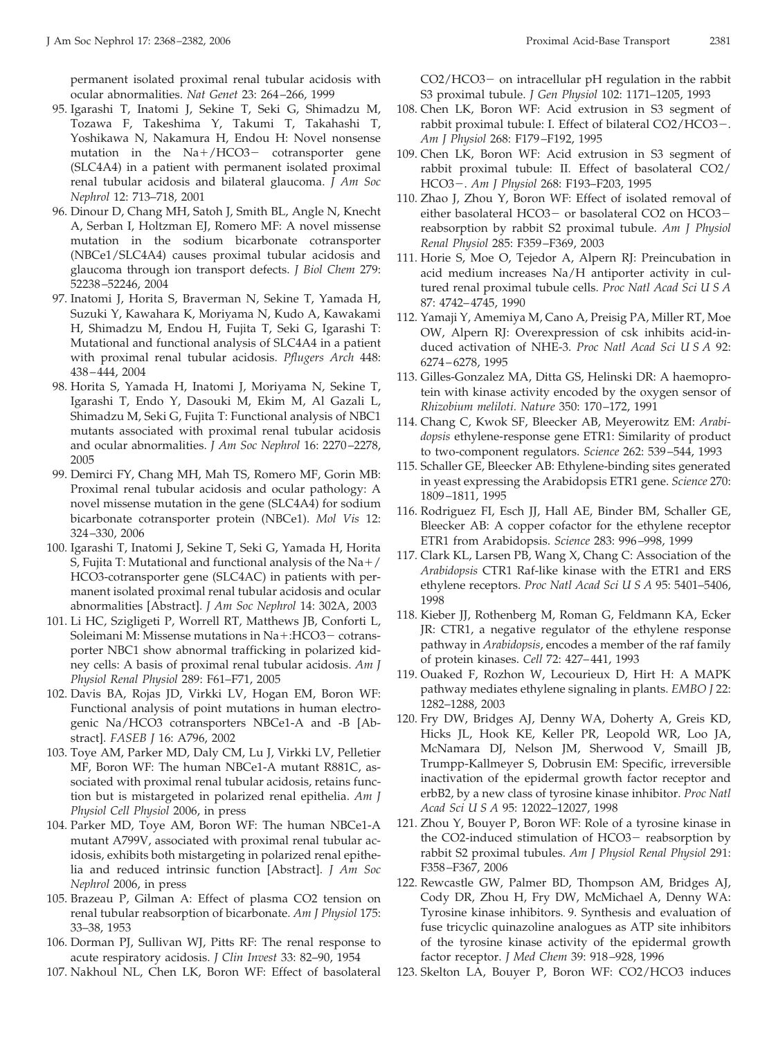permanent isolated proximal renal tubular acidosis with ocular abnormalities. *Nat Genet* 23: 264–266, 1999

95. Igarashi T, Inatomi J, Sekine T, Seki G, Shimadzu M, Tozawa F, Takeshima Y, Takumi T, Takahashi T, Yoshikawa N, Nakamura H, Endou H: Novel nonsense mutation in the Na+/HCO3− cotransporter gene (SLC4A4) in a patient with permanent isolated proximal renal tubular acidosis and bilateral glaucoma. *J Am Soc Nephrol* 12: 713–718, 2001
96. Dinour D, Chang MH, Satoh J, Smith BL, Angle N, Knecht A, Serban I, Holtzman EJ, Romero MF: A novel missense mutation in the sodium bicarbonate cotransporter (NBCe1/SLC4A4) causes proximal tubular acidosis and glaucoma through ion transport defects. *J Biol Chem* 279: 52238–52246, 2004
97. Inatomi J, Horita S, Braverman N, Sekine T, Yamada H, Suzuki Y, Kawahara K, Moriyama N, Kudo A, Kawakami H, Shimadzu M, Endou H, Fujita T, Seki G, Igarashi T: Mutational and functional analysis of SLC4A4 in a patient with proximal renal tubular acidosis. *Pflugers Arch* 448: 438–444, 2004
98. Horita S, Yamada H, Inatomi J, Moriyama N, Sekine T, Igarashi T, Endo Y, Dasouki M, Ekim M, Al Gazali L, Shimadzu M, Seki G, Fujita T: Functional analysis of NBC1 mutants associated with proximal renal tubular acidosis and ocular abnormalities. *J Am Soc Nephrol* 16: 2270–2278, 2005
99. Demirci FY, Chang MH, Mah TS, Romero MF, Gorin MB: Proximal renal tubular acidosis and ocular pathology: A novel missense mutation in the gene (SLC4A4) for sodium bicarbonate cotransporter protein (NBCe1). *Mol Vis* 12: 324–330, 2006
100. Igarashi T, Inatomi J, Sekine T, Seki G, Yamada H, Horita S, Fujita T: Mutational and functional analysis of the Na+/HCO3-cotransporter gene (SLC4AC) in patients with permanent isolated proximal renal tubular acidosis and ocular abnormalities [Abstract]. *J Am Soc Nephrol* 14: 302A, 2003
101. Li HC, Szigligeti P, Worrell RT, Matthews JB, Conforti L, Soleimani M: Missense mutations in Na+:HCO3− cotransporter NBC1 show abnormal trafficking in polarized kidney cells: A basis of proximal renal tubular acidosis. *Am J Physiol Renal Physiol* 289: F61–F71, 2005
102. Davis BA, Rojas JD, Virkki LV, Hogan EM, Boron WF: Functional analysis of point mutations in human electrogenic Na/HCO3 cotransporters NBCe1-A and -B [Abstract]. *FASEB J* 16: A796, 2002
103. Toye AM, Parker MD, Daly CM, Lu J, Virkki LV, Pelletier MF, Boron WF: The human NBCe1-A mutant R881C, associated with proximal renal tubular acidosis, retains function but is mistargeted in polarized renal epithelia. *Am J Physiol Cell Physiol* 2006, in press
104. Parker MD, Toye AM, Boron WF: The human NBCe1-A mutant A799V, associated with proximal renal tubular acidosis, exhibits both mistargeting in polarized renal epithelia and reduced intrinsic function [Abstract]. *J Am Soc Nephrol* 2006, in press
105. Brazeau P, Gilman A: Effect of plasma CO2 tension on renal tubular reabsorption of bicarbonate. *Am J Physiol* 175: 33–38, 1953
106. Dorman PJ, Sullivan WJ, Pitts RF: The renal response to acute respiratory acidosis. *J Clin Invest* 33: 82–90, 1954
107. Nakhoul NL, Chen LK, Boron WF: Effect of basolateral CO2/HCO3− on intracellular pH regulation in the rabbit S3 proximal tubule. *J Gen Physiol* 102: 1171–1205, 1993
108. Chen LK, Boron WF: Acid extrusion in S3 segment of rabbit proximal tubule: I. Effect of bilateral CO2/HCO3−. *Am J Physiol* 268: F179–F192, 1995
109. Chen LK, Boron WF: Acid extrusion in S3 segment of rabbit proximal tubule: II. Effect of basolateral CO2/HCO3−. *Am J Physiol* 268: F193–F203, 1995
110. Zhao J, Zhou Y, Boron WF: Effect of isolated removal of either basolateral HCO3− or basolateral CO2 on HCO3− reabsorption by rabbit S2 proximal tubule. *Am J Physiol Renal Physiol* 285: F359–F369, 2003
111. Horie S, Moe O, Tejedor A, Alpern RJ: Preincubation in acid medium increases Na/H antiporter activity in cultured renal proximal tubule cells. *Proc Natl Acad Sci U S A* 87: 4742–4745, 1990
112. Yamaji Y, Amemiya M, Cano A, Preisig PA, Miller RT, Moe OW, Alpern RJ: Overexpression of csk inhibits acid-induced activation of NHE-3. *Proc Natl Acad Sci U S A* 92: 6274–6278, 1995
113. Gilles-Gonzalez MA, Ditta GS, Helinski DR: A haemoprotein with kinase activity encoded by the oxygen sensor of *Rhizobium meliloti*. *Nature* 350: 170–172, 1991
114. Chang C, Kwok SF, Bleecker AB, Meyerowitz EM: *Arabidopsis* ethylene-response gene ETR1: Similarity of product to two-component regulators. *Science* 262: 539–544, 1993
115. Schaller GE, Bleecker AB: Ethylene-binding sites generated in yeast expressing the Arabidopsis ETR1 gene. *Science* 270: 1809–1811, 1995
116. Rodriguez FI, Esch JJ, Hall AE, Binder BM, Schaller GE, Bleecker AB: A copper cofactor for the ethylene receptor ETR1 from Arabidopsis. *Science* 283: 996–998, 1999
117. Clark KL, Larsen PB, Wang X, Chang C: Association of the *Arabidopsis* CTR1 Raf-like kinase with the ETR1 and ERS ethylene receptors. *Proc Natl Acad Sci U S A* 95: 5401–5406, 1998
118. Kieber JJ, Rothenberg M, Roman G, Feldmann KA, Ecker JR: CTR1, a negative regulator of the ethylene response pathway in *Arabidopsis*, encodes a member of the raf family of protein kinases. *Cell* 72: 427–441, 1993
119. Ouaked F, Rozhon W, Lecourieux D, Hirt H: A MAPK pathway mediates ethylene signaling in plants. *EMBO J* 22: 1282–1288, 2003
120. Fry DW, Bridges AJ, Denny WA, Doherty A, Greis KD, Hicks JL, Hook KE, Keller PR, Leopold WR, Loo JA, McNamara DJ, Nelson JM, Sherwood V, Smaill JB, Trumpp-Kallmeyer S, Dobrusin EM: Specific, irreversible inactivation of the epidermal growth factor receptor and erbB2, by a new class of tyrosine kinase inhibitor. *Proc Natl Acad Sci U S A* 95: 12022–12027, 1998
121. Zhou Y, Bouyer P, Boron WF: Role of a tyrosine kinase in the CO2-induced stimulation of HCO3− reabsorption by rabbit S2 proximal tubules. *Am J Physiol Renal Physiol* 291: F358–F367, 2006
122. Rewcastle GW, Palmer BD, Thompson AM, Bridges AJ, Cody DR, Zhou H, Fry DW, McMichael A, Denny WA: Tyrosine kinase inhibitors. 9. Synthesis and evaluation of fuse tricyclic quinazoline analogues as ATP site inhibitors of the tyrosine kinase activity of the epidermal growth factor receptor. *J Med Chem* 39: 918–928, 1996
123. Skelton LA, Bouyer P, Boron WF: CO2/HCO3 induces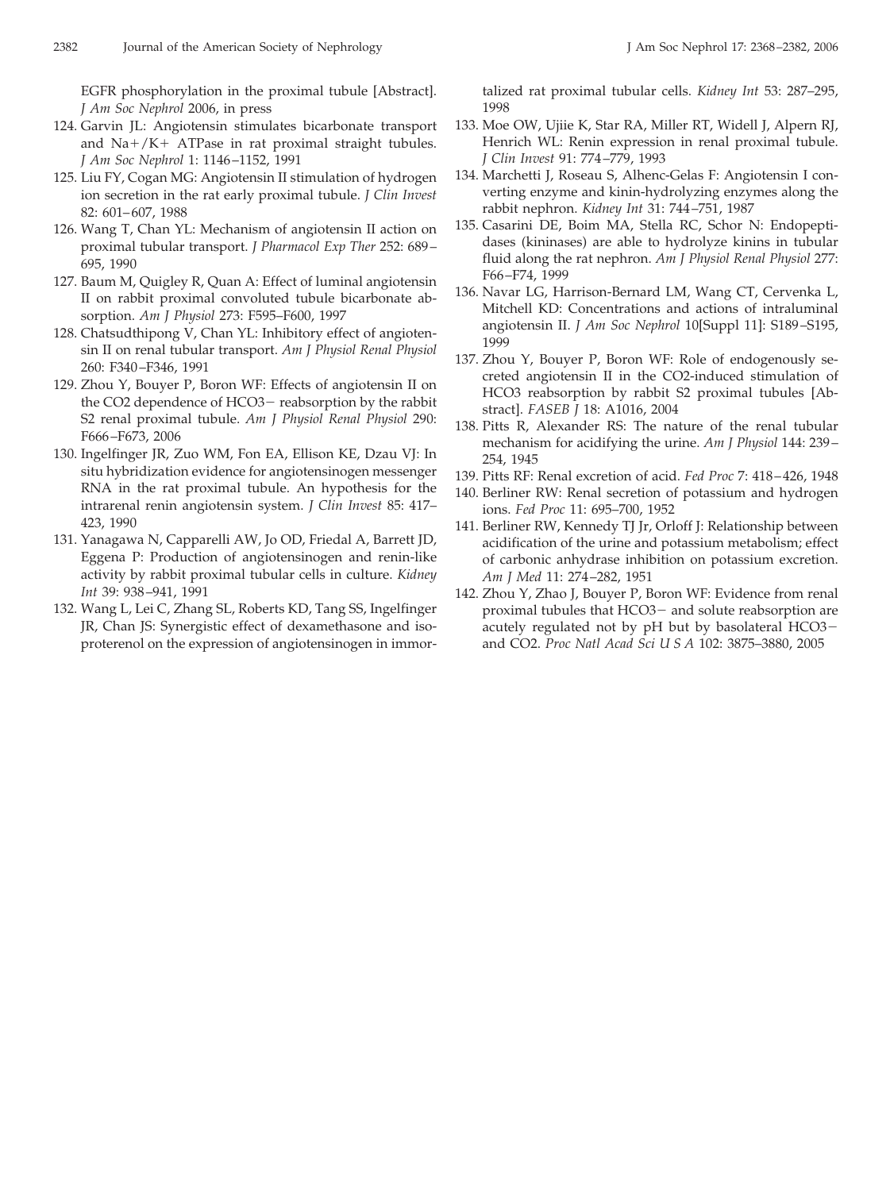EGFR phosphorylation in the proximal tubule [Abstract]. *J Am Soc Nephrol* 2006, in press

124. Garvin JL: Angiotensin stimulates bicarbonate transport and Na+/K+ ATPase in rat proximal straight tubules. *J Am Soc Nephrol* 1: 1146–1152, 1991
125. Liu FY, Cogan MG: Angiotensin II stimulation of hydrogen ion secretion in the rat early proximal tubule. *J Clin Invest* 82: 601–607, 1988
126. Wang T, Chan YL: Mechanism of angiotensin II action on proximal tubular transport. *J Pharmacol Exp Ther* 252: 689–695, 1990
127. Baum M, Quigley R, Quan A: Effect of luminal angiotensin II on rabbit proximal convoluted tubule bicarbonate absorption. *Am J Physiol* 273: F595–F600, 1997
128. Chatsudthipong V, Chan YL: Inhibitory effect of angiotensin II on renal tubular transport. *Am J Physiol Renal Physiol* 260: F340–F346, 1991
129. Zhou Y, Bouyer P, Boron WF: Effects of angiotensin II on the CO2 dependence of HCO3− reabsorption by the rabbit S2 renal proximal tubule. *Am J Physiol Renal Physiol* 290: F666–F673, 2006
130. Ingelfinger JR, Zuo WM, Fon EA, Ellison KE, Dzau VJ: In situ hybridization evidence for angiotensinogen messenger RNA in the rat proximal tubule. An hypothesis for the intrarenal renin angiotensin system. *J Clin Invest* 85: 417–423, 1990
131. Yanagawa N, Capparelli AW, Jo OD, Friedal A, Barrett JD, Eggena P: Production of angiotensinogen and renin-like activity by rabbit proximal tubular cells in culture. *Kidney Int* 39: 938–941, 1991
132. Wang L, Lei C, Zhang SL, Roberts KD, Tang SS, Ingelfinger JR, Chan JS: Synergistic effect of dexamethasone and isoproterenol on the expression of angiotensinogen in immortalized rat proximal tubular cells. *Kidney Int* 53: 287–295, 1998
133. Moe OW, Ujiie K, Star RA, Miller RT, Widell J, Alpern RJ, Henrich WL: Renin expression in renal proximal tubule. *J Clin Invest* 91: 774–779, 1993
134. Marchetti J, Roseau S, Alhenc-Gelas F: Angiotensin I converting enzyme and kinin-hydrolyzing enzymes along the rabbit nephron. *Kidney Int* 31: 744–751, 1987
135. Casarini DE, Boim MA, Stella RC, Schor N: Endopeptidases (kininases) are able to hydrolyze kinins in tubular fluid along the rat nephron. *Am J Physiol Renal Physiol* 277: F66–F74, 1999
136. Navar LG, Harrison-Bernard LM, Wang CT, Cervenka L, Mitchell KD: Concentrations and actions of intraluminal angiotensin II. *J Am Soc Nephrol* 10[Suppl 11]: S189–S195, 1999
137. Zhou Y, Bouyer P, Boron WF: Role of endogenously secreted angiotensin II in the CO2-induced stimulation of HCO3 reabsorption by rabbit S2 proximal tubules [Abstract]. *FASEB J* 18: A1016, 2004
138. Pitts R, Alexander RS: The nature of the renal tubular mechanism for acidifying the urine. *Am J Physiol* 144: 239–254, 1945
139. Pitts RF: Renal excretion of acid. *Fed Proc* 7: 418–426, 1948
140. Berliner RW: Renal secretion of potassium and hydrogen ions. *Fed Proc* 11: 695–700, 1952
141. Berliner RW, Kennedy TJ Jr, Orloff J: Relationship between acidification of the urine and potassium metabolism; effect of carbonic anhydrase inhibition on potassium excretion. *Am J Med* 11: 274–282, 1951
142. Zhou Y, Zhao J, Bouyer P, Boron WF: Evidence from renal proximal tubules that HCO3− and solute reabsorption are acutely regulated not by pH but by basolateral HCO3− and CO2. *Proc Natl Acad Sci U S A* 102: 3875–3880, 2005